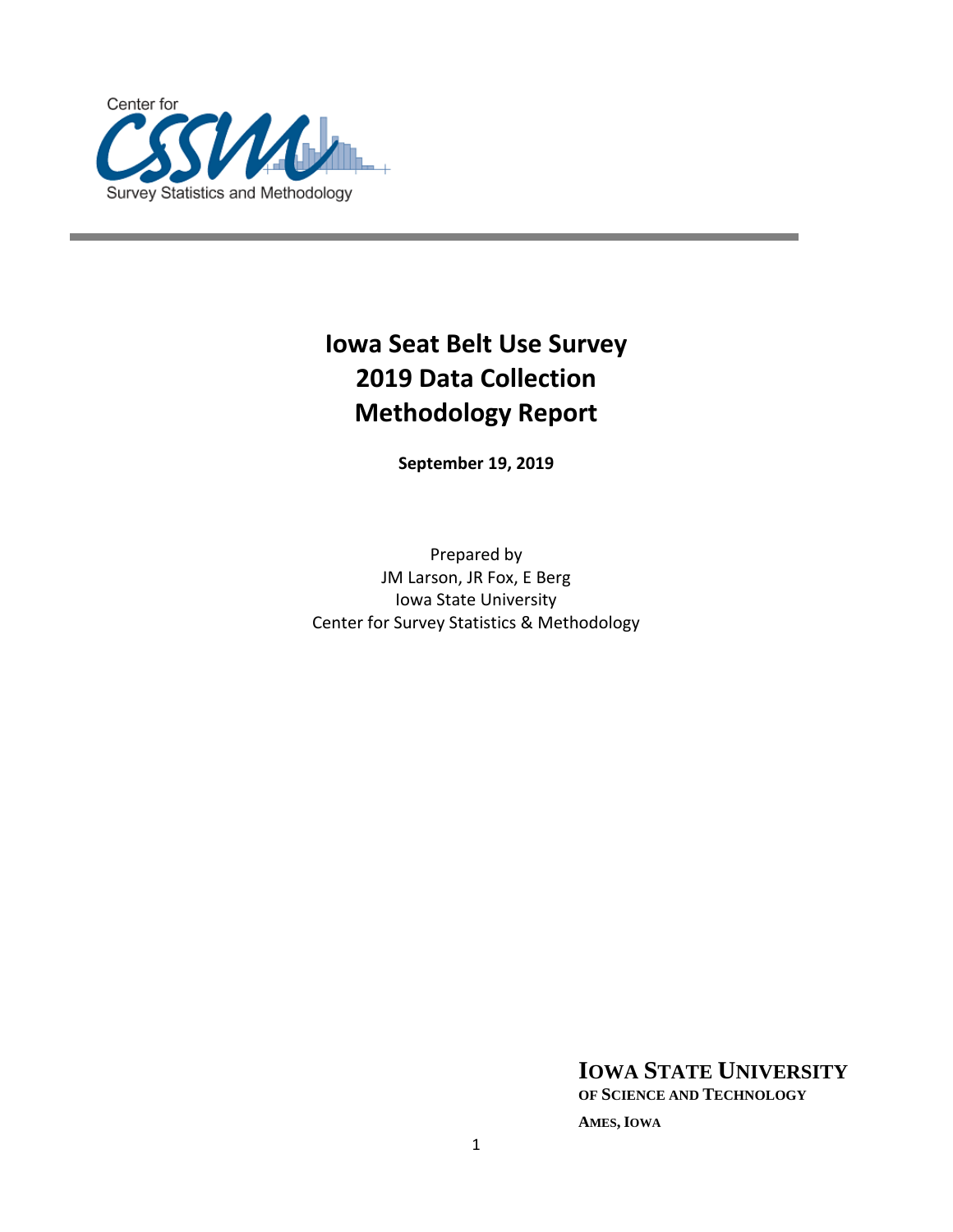Center for CSSM Survey Statistics and Methodology

# Iowa Seat Belt Use Survey
# 2019 Data Collection
# Methodology Report

**September 19, 2019**

Prepared by
JM Larson, JR Fox, E Berg
Iowa State University
Center for Survey Statistics & Methodology

**IOWA STATE UNIVERSITY**
**OF SCIENCE AND TECHNOLOGY**

**AMES, IOWA**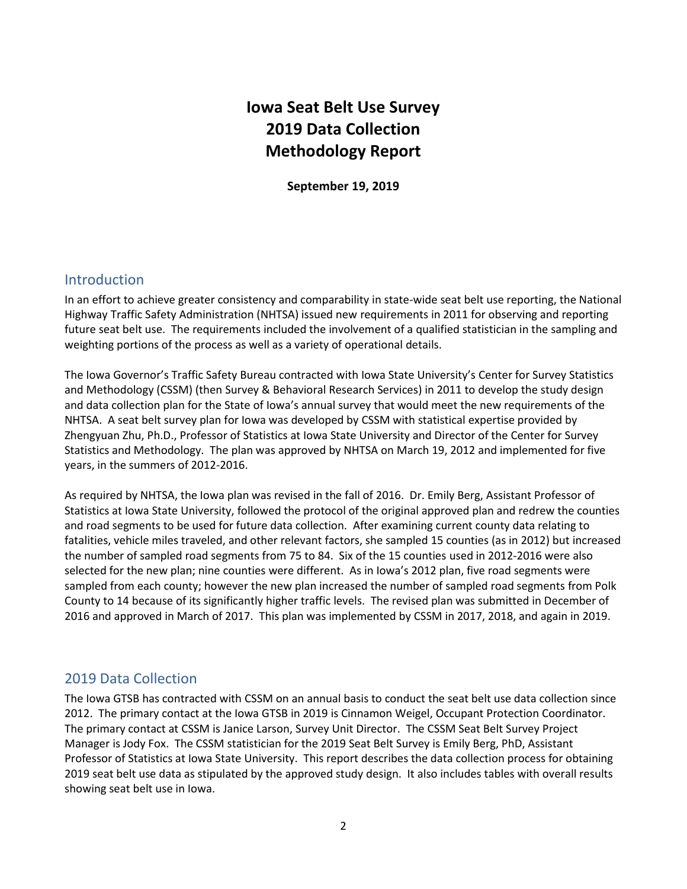# Iowa Seat Belt Use Survey
# 2019 Data Collection
# Methodology Report

**September 19, 2019**

## Introduction

In an effort to achieve greater consistency and comparability in state-wide seat belt use reporting, the National Highway Traffic Safety Administration (NHTSA) issued new requirements in 2011 for observing and reporting future seat belt use. The requirements included the involvement of a qualified statistician in the sampling and weighting portions of the process as well as a variety of operational details.

The Iowa Governor's Traffic Safety Bureau contracted with Iowa State University's Center for Survey Statistics and Methodology (CSSM) (then Survey & Behavioral Research Services) in 2011 to develop the study design and data collection plan for the State of Iowa's annual survey that would meet the new requirements of the NHTSA. A seat belt survey plan for Iowa was developed by CSSM with statistical expertise provided by Zhengyuan Zhu, Ph.D., Professor of Statistics at Iowa State University and Director of the Center for Survey Statistics and Methodology. The plan was approved by NHTSA on March 19, 2012 and implemented for five years, in the summers of 2012-2016.

As required by NHTSA, the Iowa plan was revised in the fall of 2016. Dr. Emily Berg, Assistant Professor of Statistics at Iowa State University, followed the protocol of the original approved plan and redrew the counties and road segments to be used for future data collection. After examining current county data relating to fatalities, vehicle miles traveled, and other relevant factors, she sampled 15 counties (as in 2012) but increased the number of sampled road segments from 75 to 84. Six of the 15 counties used in 2012-2016 were also selected for the new plan; nine counties were different. As in Iowa's 2012 plan, five road segments were sampled from each county; however the new plan increased the number of sampled road segments from Polk County to 14 because of its significantly higher traffic levels. The revised plan was submitted in December of 2016 and approved in March of 2017. This plan was implemented by CSSM in 2017, 2018, and again in 2019.

## 2019 Data Collection

The Iowa GTSB has contracted with CSSM on an annual basis to conduct the seat belt use data collection since 2012. The primary contact at the Iowa GTSB in 2019 is Cinnamon Weigel, Occupant Protection Coordinator. The primary contact at CSSM is Janice Larson, Survey Unit Director. The CSSM Seat Belt Survey Project Manager is Jody Fox. The CSSM statistician for the 2019 Seat Belt Survey is Emily Berg, PhD, Assistant Professor of Statistics at Iowa State University. This report describes the data collection process for obtaining 2019 seat belt use data as stipulated by the approved study design. It also includes tables with overall results showing seat belt use in Iowa.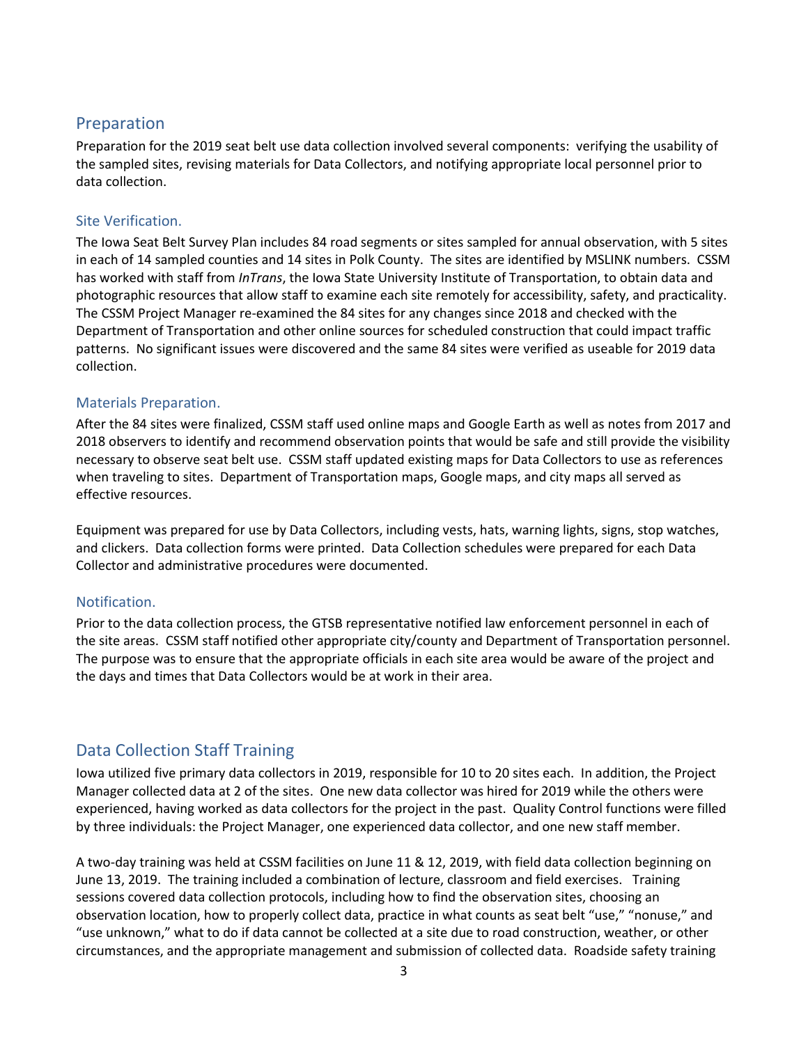## Preparation

Preparation for the 2019 seat belt use data collection involved several components: verifying the usability of the sampled sites, revising materials for Data Collectors, and notifying appropriate local personnel prior to data collection.

### Site Verification.

The Iowa Seat Belt Survey Plan includes 84 road segments or sites sampled for annual observation, with 5 sites in each of 14 sampled counties and 14 sites in Polk County. The sites are identified by MSLINK numbers. CSSM has worked with staff from *InTrans*, the Iowa State University Institute of Transportation, to obtain data and photographic resources that allow staff to examine each site remotely for accessibility, safety, and practicality. The CSSM Project Manager re-examined the 84 sites for any changes since 2018 and checked with the Department of Transportation and other online sources for scheduled construction that could impact traffic patterns. No significant issues were discovered and the same 84 sites were verified as useable for 2019 data collection.

### Materials Preparation.

After the 84 sites were finalized, CSSM staff used online maps and Google Earth as well as notes from 2017 and 2018 observers to identify and recommend observation points that would be safe and still provide the visibility necessary to observe seat belt use. CSSM staff updated existing maps for Data Collectors to use as references when traveling to sites. Department of Transportation maps, Google maps, and city maps all served as effective resources.

Equipment was prepared for use by Data Collectors, including vests, hats, warning lights, signs, stop watches, and clickers. Data collection forms were printed. Data Collection schedules were prepared for each Data Collector and administrative procedures were documented.

### Notification.

Prior to the data collection process, the GTSB representative notified law enforcement personnel in each of the site areas. CSSM staff notified other appropriate city/county and Department of Transportation personnel. The purpose was to ensure that the appropriate officials in each site area would be aware of the project and the days and times that Data Collectors would be at work in their area.

## Data Collection Staff Training

Iowa utilized five primary data collectors in 2019, responsible for 10 to 20 sites each. In addition, the Project Manager collected data at 2 of the sites. One new data collector was hired for 2019 while the others were experienced, having worked as data collectors for the project in the past. Quality Control functions were filled by three individuals: the Project Manager, one experienced data collector, and one new staff member.

A two-day training was held at CSSM facilities on June 11 & 12, 2019, with field data collection beginning on June 13, 2019. The training included a combination of lecture, classroom and field exercises. Training sessions covered data collection protocols, including how to find the observation sites, choosing an observation location, how to properly collect data, practice in what counts as seat belt "use," "nonuse," and "use unknown," what to do if data cannot be collected at a site due to road construction, weather, or other circumstances, and the appropriate management and submission of collected data. Roadside safety training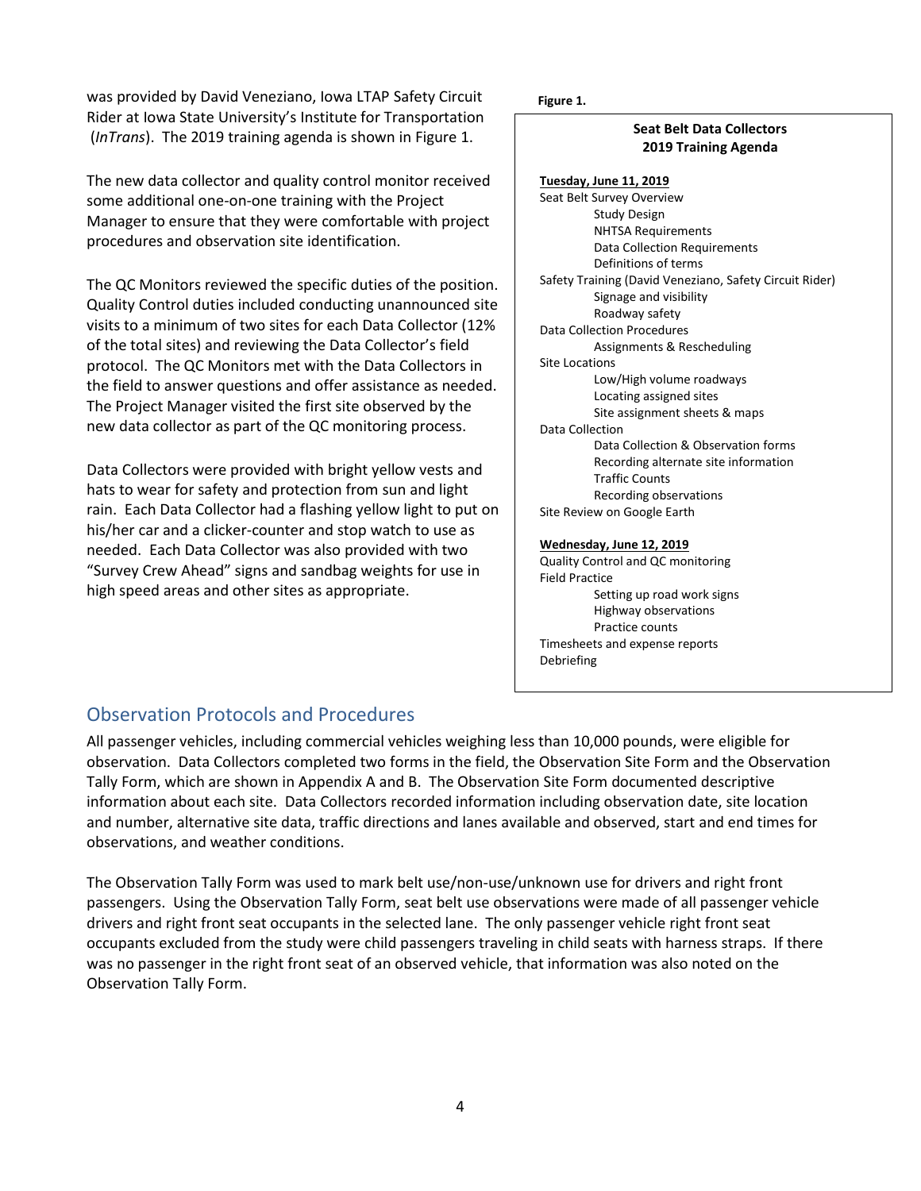was provided by David Veneziano, Iowa LTAP Safety Circuit Rider at Iowa State University's Institute for Transportation (*InTrans*). The 2019 training agenda is shown in Figure 1.

The new data collector and quality control monitor received some additional one-on-one training with the Project Manager to ensure that they were comfortable with project procedures and observation site identification.

The QC Monitors reviewed the specific duties of the position. Quality Control duties included conducting unannounced site visits to a minimum of two sites for each Data Collector (12% of the total sites) and reviewing the Data Collector's field protocol. The QC Monitors met with the Data Collectors in the field to answer questions and offer assistance as needed. The Project Manager visited the first site observed by the new data collector as part of the QC monitoring process.

Data Collectors were provided with bright yellow vests and hats to wear for safety and protection from sun and light rain. Each Data Collector had a flashing yellow light to put on his/her car and a clicker-counter and stop watch to use as needed. Each Data Collector was also provided with two "Survey Crew Ahead" signs and sandbag weights for use in high speed areas and other sites as appropriate.

**Figure 1.**

**Seat Belt Data Collectors**
**2019 Training Agenda**

**Tuesday, June 11, 2019**

- Seat Belt Survey Overview
  - Study Design
  - NHTSA Requirements
  - Data Collection Requirements
  - Definitions of terms
- Safety Training (David Veneziano, Safety Circuit Rider)
  - Signage and visibility
  - Roadway safety
- Data Collection Procedures
  - Assignments & Rescheduling
- Site Locations
  - Low/High volume roadways
  - Locating assigned sites
  - Site assignment sheets & maps
- Data Collection
  - Data Collection & Observation forms
  - Recording alternate site information
  - Traffic Counts
  - Recording observations
- Site Review on Google Earth

**Wednesday, June 12, 2019**

- Quality Control and QC monitoring
- Field Practice
  - Setting up road work signs
  - Highway observations
  - Practice counts
- Timesheets and expense reports
- Debriefing

## Observation Protocols and Procedures

All passenger vehicles, including commercial vehicles weighing less than 10,000 pounds, were eligible for observation. Data Collectors completed two forms in the field, the Observation Site Form and the Observation Tally Form, which are shown in Appendix A and B. The Observation Site Form documented descriptive information about each site. Data Collectors recorded information including observation date, site location and number, alternative site data, traffic directions and lanes available and observed, start and end times for observations, and weather conditions.

The Observation Tally Form was used to mark belt use/non-use/unknown use for drivers and right front passengers. Using the Observation Tally Form, seat belt use observations were made of all passenger vehicle drivers and right front seat occupants in the selected lane. The only passenger vehicle right front seat occupants excluded from the study were child passengers traveling in child seats with harness straps. If there was no passenger in the right front seat of an observed vehicle, that information was also noted on the Observation Tally Form.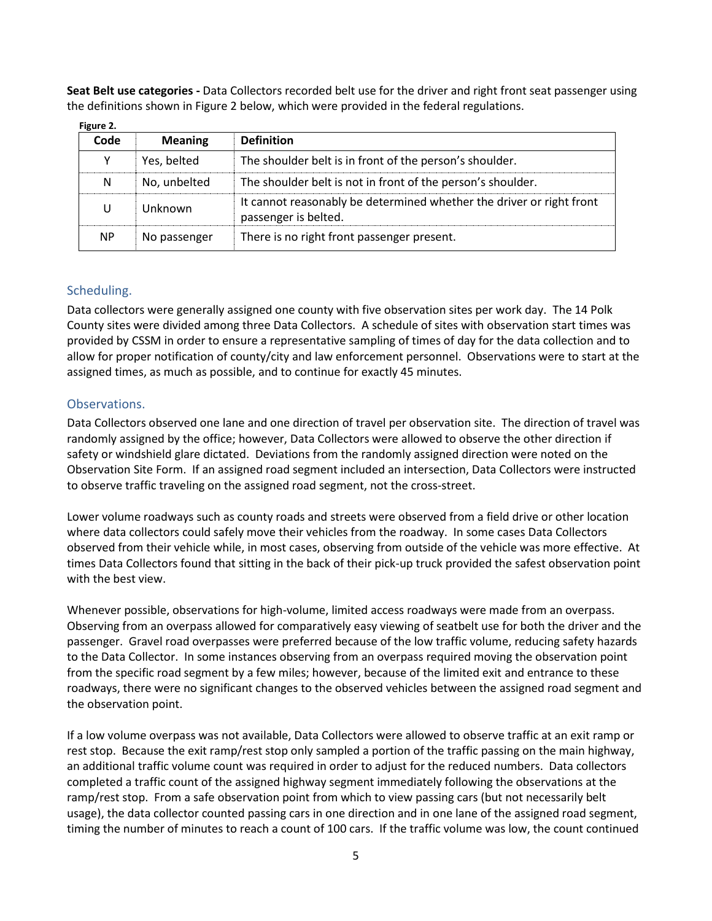**Seat Belt use categories -** Data Collectors recorded belt use for the driver and right front seat passenger using the definitions shown in Figure 2 below, which were provided in the federal regulations.

**Figure 2.**

| Code | Meaning | Definition |
|---|---|---|
| Y | Yes, belted | The shoulder belt is in front of the person's shoulder. |
| N | No, unbelted | The shoulder belt is not in front of the person's shoulder. |
| U | Unknown | It cannot reasonably be determined whether the driver or right front passenger is belted. |
| NP | No passenger | There is no right front passenger present. |

## Scheduling.

Data collectors were generally assigned one county with five observation sites per work day. The 14 Polk County sites were divided among three Data Collectors. A schedule of sites with observation start times was provided by CSSM in order to ensure a representative sampling of times of day for the data collection and to allow for proper notification of county/city and law enforcement personnel. Observations were to start at the assigned times, as much as possible, and to continue for exactly 45 minutes.

## Observations.

Data Collectors observed one lane and one direction of travel per observation site. The direction of travel was randomly assigned by the office; however, Data Collectors were allowed to observe the other direction if safety or windshield glare dictated. Deviations from the randomly assigned direction were noted on the Observation Site Form. If an assigned road segment included an intersection, Data Collectors were instructed to observe traffic traveling on the assigned road segment, not the cross-street.

Lower volume roadways such as county roads and streets were observed from a field drive or other location where data collectors could safely move their vehicles from the roadway. In some cases Data Collectors observed from their vehicle while, in most cases, observing from outside of the vehicle was more effective. At times Data Collectors found that sitting in the back of their pick-up truck provided the safest observation point with the best view.

Whenever possible, observations for high-volume, limited access roadways were made from an overpass. Observing from an overpass allowed for comparatively easy viewing of seatbelt use for both the driver and the passenger. Gravel road overpasses were preferred because of the low traffic volume, reducing safety hazards to the Data Collector. In some instances observing from an overpass required moving the observation point from the specific road segment by a few miles; however, because of the limited exit and entrance to these roadways, there were no significant changes to the observed vehicles between the assigned road segment and the observation point.

If a low volume overpass was not available, Data Collectors were allowed to observe traffic at an exit ramp or rest stop. Because the exit ramp/rest stop only sampled a portion of the traffic passing on the main highway, an additional traffic volume count was required in order to adjust for the reduced numbers. Data collectors completed a traffic count of the assigned highway segment immediately following the observations at the ramp/rest stop. From a safe observation point from which to view passing cars (but not necessarily belt usage), the data collector counted passing cars in one direction and in one lane of the assigned road segment, timing the number of minutes to reach a count of 100 cars. If the traffic volume was low, the count continued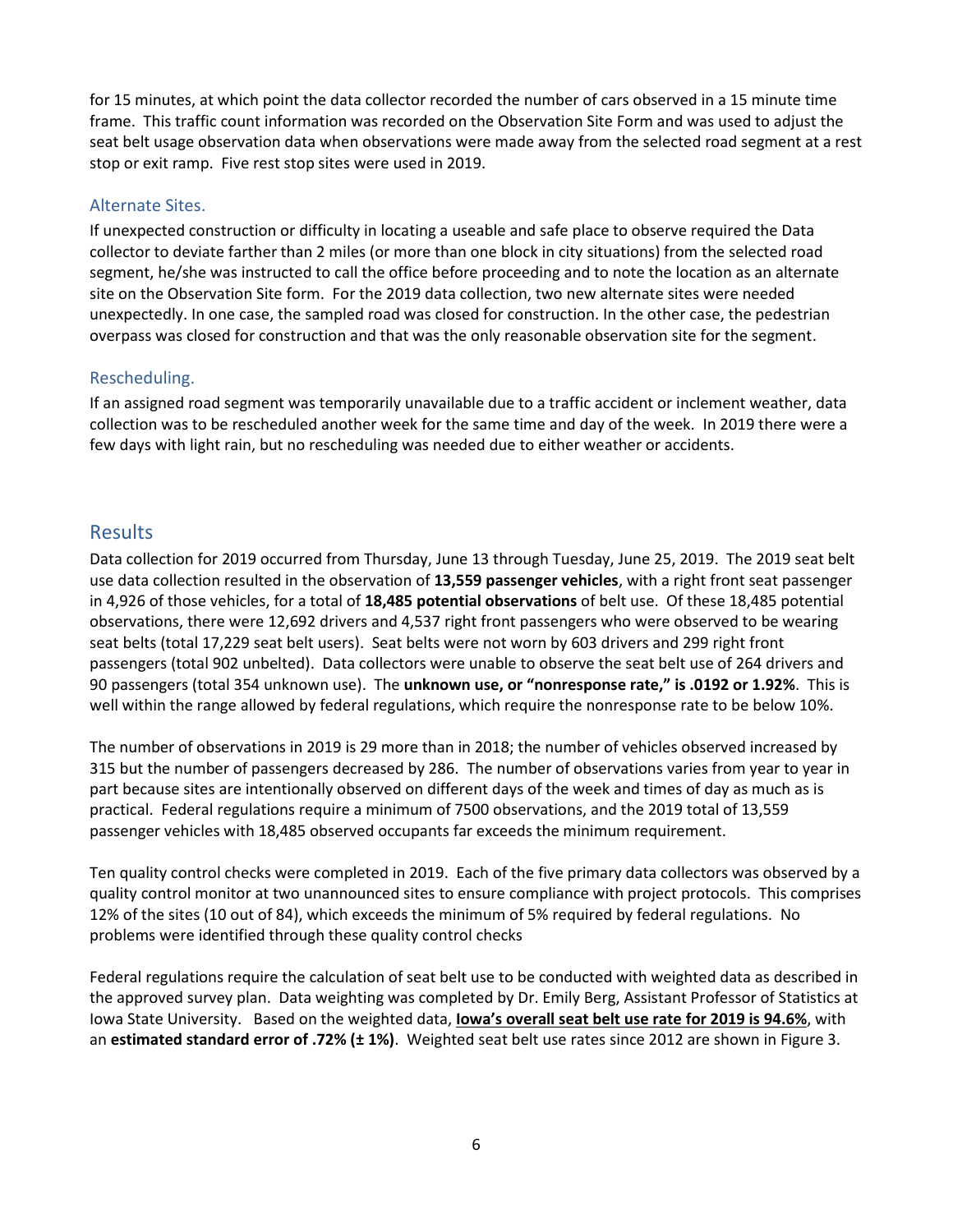for 15 minutes, at which point the data collector recorded the number of cars observed in a 15 minute time frame. This traffic count information was recorded on the Observation Site Form and was used to adjust the seat belt usage observation data when observations were made away from the selected road segment at a rest stop or exit ramp. Five rest stop sites were used in 2019.

### Alternate Sites.

If unexpected construction or difficulty in locating a useable and safe place to observe required the Data collector to deviate farther than 2 miles (or more than one block in city situations) from the selected road segment, he/she was instructed to call the office before proceeding and to note the location as an alternate site on the Observation Site form. For the 2019 data collection, two new alternate sites were needed unexpectedly. In one case, the sampled road was closed for construction. In the other case, the pedestrian overpass was closed for construction and that was the only reasonable observation site for the segment.

### Rescheduling.

If an assigned road segment was temporarily unavailable due to a traffic accident or inclement weather, data collection was to be rescheduled another week for the same time and day of the week. In 2019 there were a few days with light rain, but no rescheduling was needed due to either weather or accidents.

## Results

Data collection for 2019 occurred from Thursday, June 13 through Tuesday, June 25, 2019. The 2019 seat belt use data collection resulted in the observation of **13,559 passenger vehicles**, with a right front seat passenger in 4,926 of those vehicles, for a total of **18,485 potential observations** of belt use. Of these 18,485 potential observations, there were 12,692 drivers and 4,537 right front passengers who were observed to be wearing seat belts (total 17,229 seat belt users). Seat belts were not worn by 603 drivers and 299 right front passengers (total 902 unbelted). Data collectors were unable to observe the seat belt use of 264 drivers and 90 passengers (total 354 unknown use). The **unknown use, or "nonresponse rate," is .0192 or 1.92%**. This is well within the range allowed by federal regulations, which require the nonresponse rate to be below 10%.

The number of observations in 2019 is 29 more than in 2018; the number of vehicles observed increased by 315 but the number of passengers decreased by 286. The number of observations varies from year to year in part because sites are intentionally observed on different days of the week and times of day as much as is practical. Federal regulations require a minimum of 7500 observations, and the 2019 total of 13,559 passenger vehicles with 18,485 observed occupants far exceeds the minimum requirement.

Ten quality control checks were completed in 2019. Each of the five primary data collectors was observed by a quality control monitor at two unannounced sites to ensure compliance with project protocols. This comprises 12% of the sites (10 out of 84), which exceeds the minimum of 5% required by federal regulations. No problems were identified through these quality control checks

Federal regulations require the calculation of seat belt use to be conducted with weighted data as described in the approved survey plan. Data weighting was completed by Dr. Emily Berg, Assistant Professor of Statistics at Iowa State University. Based on the weighted data, **<u>Iowa's overall seat belt use rate for 2019 is 94.6%</u>**, with an **estimated standard error of .72% (± 1%)**. Weighted seat belt use rates since 2012 are shown in Figure 3.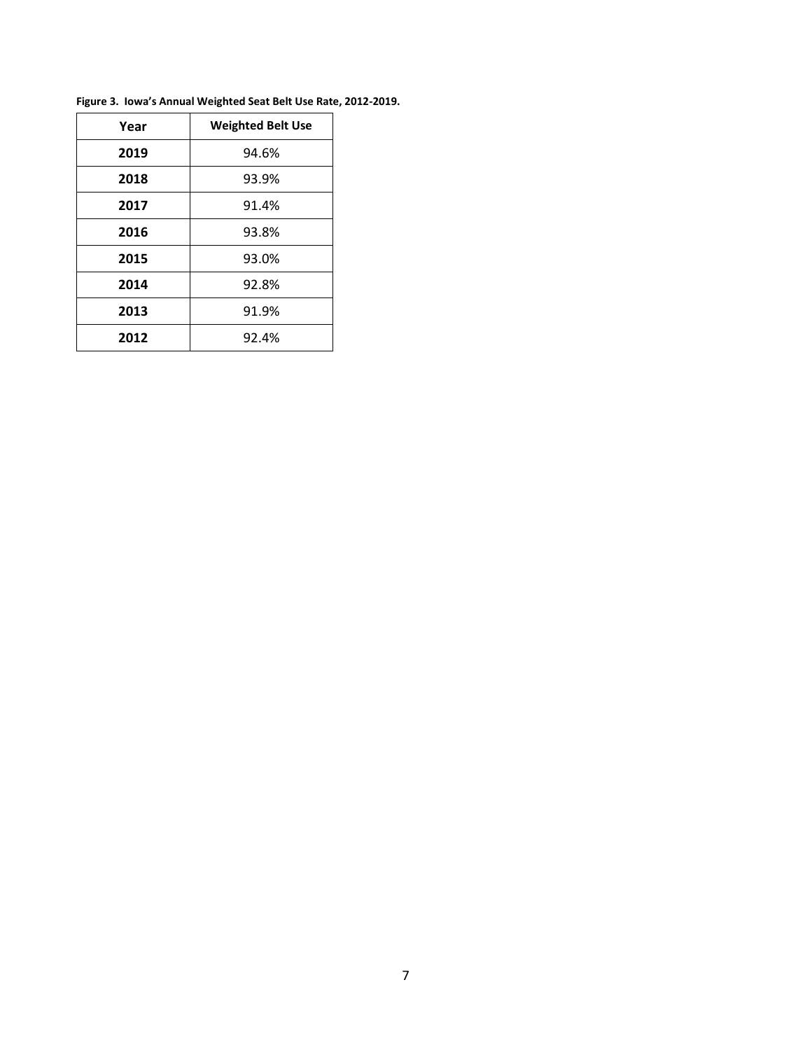**Figure 3. Iowa's Annual Weighted Seat Belt Use Rate, 2012-2019.**

| Year | Weighted Belt Use |
|---|---|
| **2019** | 94.6% |
| **2018** | 93.9% |
| **2017** | 91.4% |
| **2016** | 93.8% |
| **2015** | 93.0% |
| **2014** | 92.8% |
| **2013** | 91.9% |
| **2012** | 92.4% |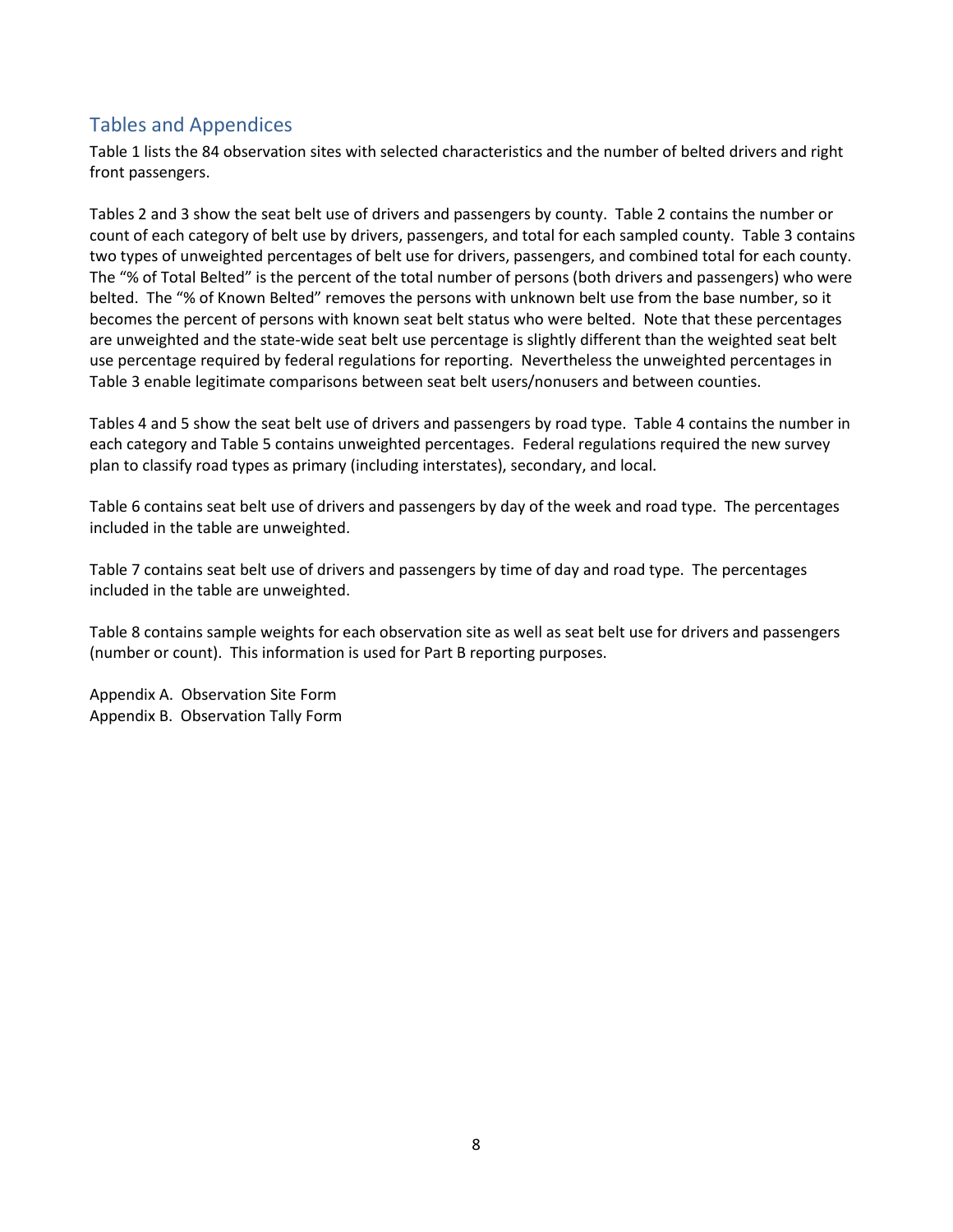## Tables and Appendices

Table 1 lists the 84 observation sites with selected characteristics and the number of belted drivers and right front passengers.

Tables 2 and 3 show the seat belt use of drivers and passengers by county. Table 2 contains the number or count of each category of belt use by drivers, passengers, and total for each sampled county. Table 3 contains two types of unweighted percentages of belt use for drivers, passengers, and combined total for each county. The "% of Total Belted" is the percent of the total number of persons (both drivers and passengers) who were belted. The "% of Known Belted" removes the persons with unknown belt use from the base number, so it becomes the percent of persons with known seat belt status who were belted. Note that these percentages are unweighted and the state-wide seat belt use percentage is slightly different than the weighted seat belt use percentage required by federal regulations for reporting. Nevertheless the unweighted percentages in Table 3 enable legitimate comparisons between seat belt users/nonusers and between counties.

Tables 4 and 5 show the seat belt use of drivers and passengers by road type. Table 4 contains the number in each category and Table 5 contains unweighted percentages. Federal regulations required the new survey plan to classify road types as primary (including interstates), secondary, and local.

Table 6 contains seat belt use of drivers and passengers by day of the week and road type. The percentages included in the table are unweighted.

Table 7 contains seat belt use of drivers and passengers by time of day and road type. The percentages included in the table are unweighted.

Table 8 contains sample weights for each observation site as well as seat belt use for drivers and passengers (number or count). This information is used for Part B reporting purposes.

Appendix A. Observation Site Form
Appendix B. Observation Tally Form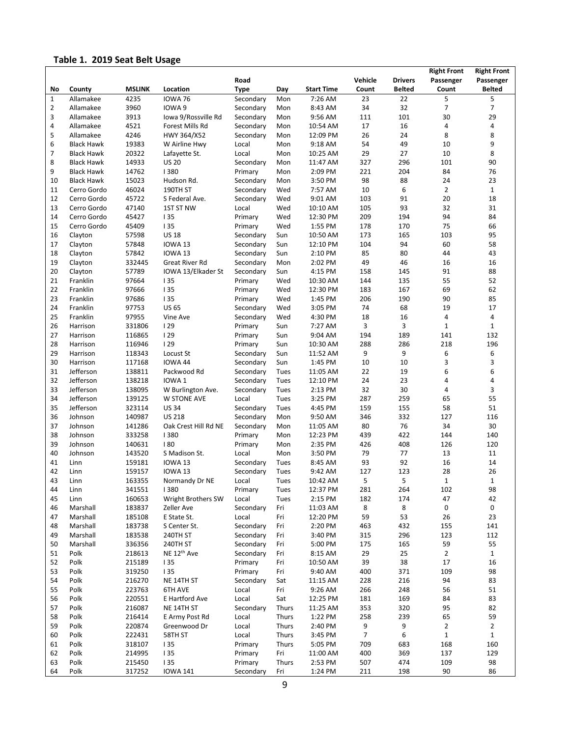## Table 1. 2019 Seat Belt Usage

| No | County | MSLINK | Location | Road Type | Day | Start Time | Vehicle Count | Drivers Belted | Right Front Passenger Count | Right Front Passenger Belted |
|---|---|---|---|---|---|---|---|---|---|---|
| 1 | Allamakee | 4235 | IOWA 76 | Secondary | Mon | 7:26 AM | 23 | 22 | 5 | 5 |
| 2 | Allamakee | 3960 | IOWA 9 | Secondary | Mon | 8:43 AM | 34 | 32 | 7 | 7 |
| 3 | Allamakee | 3913 | Iowa 9/Rossville Rd | Secondary | Mon | 9:56 AM | 111 | 101 | 30 | 29 |
| 4 | Allamakee | 4521 | Forest Mills Rd | Secondary | Mon | 10:54 AM | 17 | 16 | 4 | 4 |
| 5 | Allamakee | 4246 | HWY 364/X52 | Secondary | Mon | 12:09 PM | 26 | 24 | 8 | 8 |
| 6 | Black Hawk | 19383 | W Airline Hwy | Local | Mon | 9:18 AM | 54 | 49 | 10 | 9 |
| 7 | Black Hawk | 20322 | Lafayette St. | Local | Mon | 10:25 AM | 29 | 27 | 10 | 8 |
| 8 | Black Hawk | 14933 | US 20 | Secondary | Mon | 11:47 AM | 327 | 296 | 101 | 90 |
| 9 | Black Hawk | 14762 | I 380 | Primary | Mon | 2:09 PM | 221 | 204 | 84 | 76 |
| 10 | Black Hawk | 15023 | Hudson Rd. | Secondary | Mon | 3:50 PM | 98 | 88 | 24 | 23 |
| 11 | Cerro Gordo | 46024 | 190TH ST | Secondary | Wed | 7:57 AM | 10 | 6 | 2 | 1 |
| 12 | Cerro Gordo | 45722 | S Federal Ave. | Secondary | Wed | 9:01 AM | 103 | 91 | 20 | 18 |
| 13 | Cerro Gordo | 47140 | 1ST ST NW | Local | Wed | 10:10 AM | 105 | 93 | 32 | 31 |
| 14 | Cerro Gordo | 45427 | I 35 | Primary | Wed | 12:30 PM | 209 | 194 | 94 | 84 |
| 15 | Cerro Gordo | 45409 | I 35 | Primary | Wed | 1:55 PM | 178 | 170 | 75 | 66 |
| 16 | Clayton | 57598 | US 18 | Secondary | Sun | 10:50 AM | 173 | 165 | 103 | 95 |
| 17 | Clayton | 57848 | IOWA 13 | Secondary | Sun | 12:10 PM | 104 | 94 | 60 | 58 |
| 18 | Clayton | 57842 | IOWA 13 | Secondary | Sun | 2:10 PM | 85 | 80 | 44 | 43 |
| 19 | Clayton | 332445 | Great River Rd | Secondary | Mon | 2:02 PM | 49 | 46 | 16 | 16 |
| 20 | Clayton | 57789 | IOWA 13/Elkader St | Secondary | Sun | 4:15 PM | 158 | 145 | 91 | 88 |
| 21 | Franklin | 97664 | I 35 | Primary | Wed | 10:30 AM | 144 | 135 | 55 | 52 |
| 22 | Franklin | 97666 | I 35 | Primary | Wed | 12:30 PM | 183 | 167 | 69 | 62 |
| 23 | Franklin | 97686 | I 35 | Primary | Wed | 1:45 PM | 206 | 190 | 90 | 85 |
| 24 | Franklin | 97753 | US 65 | Secondary | Wed | 3:05 PM | 74 | 68 | 19 | 17 |
| 25 | Franklin | 97955 | Vine Ave | Secondary | Wed | 4:30 PM | 18 | 16 | 4 | 4 |
| 26 | Harrison | 331806 | I 29 | Primary | Sun | 7:27 AM | 3 | 3 | 1 | 1 |
| 27 | Harrison | 116865 | I 29 | Primary | Sun | 9:04 AM | 194 | 189 | 141 | 132 |
| 28 | Harrison | 116946 | I 29 | Primary | Sun | 10:30 AM | 288 | 286 | 218 | 196 |
| 29 | Harrison | 118343 | Locust St | Secondary | Sun | 11:52 AM | 9 | 9 | 6 | 6 |
| 30 | Harrison | 117168 | IOWA 44 | Secondary | Sun | 1:45 PM | 10 | 10 | 3 | 3 |
| 31 | Jefferson | 138811 | Packwood Rd | Secondary | Tues | 11:05 AM | 22 | 19 | 6 | 6 |
| 32 | Jefferson | 138218 | IOWA 1 | Secondary | Tues | 12:10 PM | 24 | 23 | 4 | 4 |
| 33 | Jefferson | 138095 | W Burlington Ave. | Secondary | Tues | 2:13 PM | 32 | 30 | 4 | 3 |
| 34 | Jefferson | 139125 | W STONE AVE | Local | Tues | 3:25 PM | 287 | 259 | 65 | 55 |
| 35 | Jefferson | 323114 | US 34 | Secondary | Tues | 4:45 PM | 159 | 155 | 58 | 51 |
| 36 | Johnson | 140987 | US 218 | Secondary | Mon | 9:50 AM | 346 | 332 | 127 | 116 |
| 37 | Johnson | 141286 | Oak Crest Hill Rd NE | Secondary | Mon | 11:05 AM | 80 | 76 | 34 | 30 |
| 38 | Johnson | 333258 | I 380 | Primary | Mon | 12:23 PM | 439 | 422 | 144 | 140 |
| 39 | Johnson | 140631 | I 80 | Primary | Mon | 2:35 PM | 426 | 408 | 126 | 120 |
| 40 | Johnson | 143520 | S Madison St. | Local | Mon | 3:50 PM | 79 | 77 | 13 | 11 |
| 41 | Linn | 159181 | IOWA 13 | Secondary | Tues | 8:45 AM | 93 | 92 | 16 | 14 |
| 42 | Linn | 159157 | IOWA 13 | Secondary | Tues | 9:42 AM | 127 | 123 | 28 | 26 |
| 43 | Linn | 163355 | Normandy Dr NE | Local | Tues | 10:42 AM | 5 | 5 | 1 | 1 |
| 44 | Linn | 341551 | I 380 | Primary | Tues | 12:37 PM | 281 | 264 | 102 | 98 |
| 45 | Linn | 160653 | Wright Brothers SW | Local | Tues | 2:15 PM | 182 | 174 | 47 | 42 |
| 46 | Marshall | 183837 | Zeller Ave | Secondary | Fri | 11:03 AM | 8 | 8 | 0 | 0 |
| 47 | Marshall | 185108 | E State St. | Local | Fri | 12:20 PM | 59 | 53 | 26 | 23 |
| 48 | Marshall | 183738 | S Center St. | Secondary | Fri | 2:20 PM | 463 | 432 | 155 | 141 |
| 49 | Marshall | 183538 | 240TH ST | Secondary | Fri | 3:40 PM | 315 | 296 | 123 | 112 |
| 50 | Marshall | 336356 | 240TH ST | Secondary | Fri | 5:00 PM | 175 | 165 | 59 | 55 |
| 51 | Polk | 218613 | NE 12th Ave | Secondary | Fri | 8:15 AM | 29 | 25 | 2 | 1 |
| 52 | Polk | 215189 | I 35 | Primary | Fri | 10:50 AM | 39 | 38 | 17 | 16 |
| 53 | Polk | 319250 | I 35 | Primary | Fri | 9:40 AM | 400 | 371 | 109 | 98 |
| 54 | Polk | 216270 | NE 14TH ST | Secondary | Sat | 11:15 AM | 228 | 216 | 94 | 83 |
| 55 | Polk | 223763 | 6TH AVE | Local | Fri | 9:26 AM | 266 | 248 | 56 | 51 |
| 56 | Polk | 220551 | E Hartford Ave | Local | Sat | 12:25 PM | 181 | 169 | 84 | 83 |
| 57 | Polk | 216087 | NE 14TH ST | Secondary | Thurs | 11:25 AM | 353 | 320 | 95 | 82 |
| 58 | Polk | 216414 | E Army Post Rd | Local | Thurs | 1:22 PM | 258 | 239 | 65 | 59 |
| 59 | Polk | 220874 | Greenwood Dr | Local | Thurs | 2:40 PM | 9 | 9 | 2 | 2 |
| 60 | Polk | 222431 | 58TH ST | Local | Thurs | 3:45 PM | 7 | 6 | 1 | 1 |
| 61 | Polk | 318107 | I 35 | Primary | Thurs | 5:05 PM | 709 | 683 | 168 | 160 |
| 62 | Polk | 214995 | I 35 | Primary | Fri | 11:00 AM | 400 | 369 | 137 | 129 |
| 63 | Polk | 215450 | I 35 | Primary | Thurs | 2:53 PM | 507 | 474 | 109 | 98 |
| 64 | Polk | 317252 | IOWA 141 | Secondary | Fri | 1:24 PM | 211 | 198 | 90 | 86 |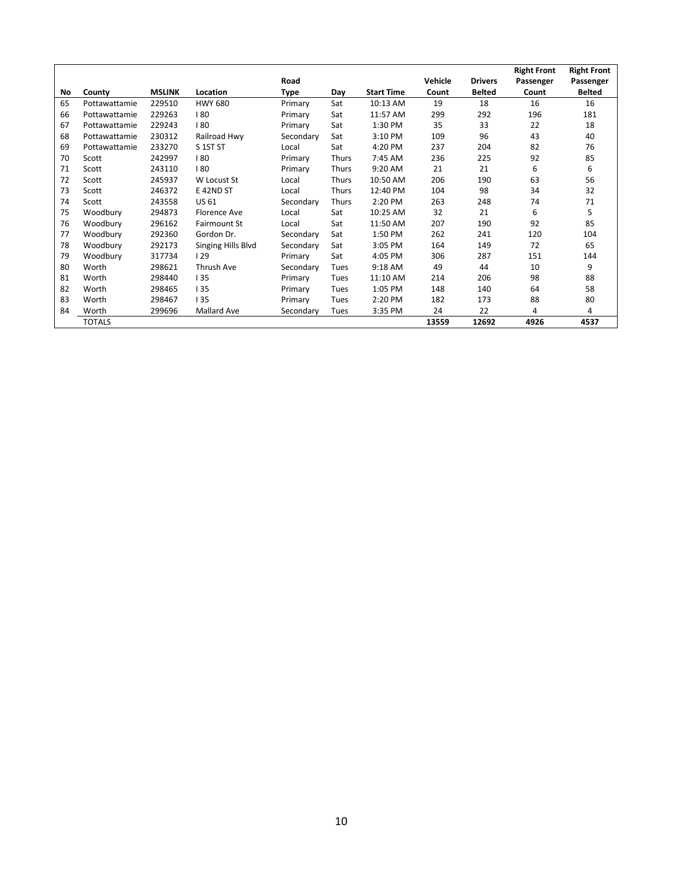| No | County | MSLINK | Location | Road Type | Day | Start Time | Vehicle Count | Drivers Belted | Right Front Passenger Count | Right Front Passenger Belted |
|---|---|---|---|---|---|---|---|---|---|---|
| 65 | Pottawattamie | 229510 | HWY 680 | Primary | Sat | 10:13 AM | 19 | 18 | 16 | 16 |
| 66 | Pottawattamie | 229263 | I 80 | Primary | Sat | 11:57 AM | 299 | 292 | 196 | 181 |
| 67 | Pottawattamie | 229243 | I 80 | Primary | Sat | 1:30 PM | 35 | 33 | 22 | 18 |
| 68 | Pottawattamie | 230312 | Railroad Hwy | Secondary | Sat | 3:10 PM | 109 | 96 | 43 | 40 |
| 69 | Pottawattamie | 233270 | S 1ST ST | Local | Sat | 4:20 PM | 237 | 204 | 82 | 76 |
| 70 | Scott | 242997 | I 80 | Primary | Thurs | 7:45 AM | 236 | 225 | 92 | 85 |
| 71 | Scott | 243110 | I 80 | Primary | Thurs | 9:20 AM | 21 | 21 | 6 | 6 |
| 72 | Scott | 245937 | W Locust St | Local | Thurs | 10:50 AM | 206 | 190 | 63 | 56 |
| 73 | Scott | 246372 | E 42ND ST | Local | Thurs | 12:40 PM | 104 | 98 | 34 | 32 |
| 74 | Scott | 243558 | US 61 | Secondary | Thurs | 2:20 PM | 263 | 248 | 74 | 71 |
| 75 | Woodbury | 294873 | Florence Ave | Local | Sat | 10:25 AM | 32 | 21 | 6 | 5 |
| 76 | Woodbury | 296162 | Fairmount St | Local | Sat | 11:50 AM | 207 | 190 | 92 | 85 |
| 77 | Woodbury | 292360 | Gordon Dr. | Secondary | Sat | 1:50 PM | 262 | 241 | 120 | 104 |
| 78 | Woodbury | 292173 | Singing Hills Blvd | Secondary | Sat | 3:05 PM | 164 | 149 | 72 | 65 |
| 79 | Woodbury | 317734 | I 29 | Primary | Sat | 4:05 PM | 306 | 287 | 151 | 144 |
| 80 | Worth | 298621 | Thrush Ave | Secondary | Tues | 9:18 AM | 49 | 44 | 10 | 9 |
| 81 | Worth | 298440 | I 35 | Primary | Tues | 11:10 AM | 214 | 206 | 98 | 88 |
| 82 | Worth | 298465 | I 35 | Primary | Tues | 1:05 PM | 148 | 140 | 64 | 58 |
| 83 | Worth | 298467 | I 35 | Primary | Tues | 2:20 PM | 182 | 173 | 88 | 80 |
| 84 | Worth | 299696 | Mallard Ave | Secondary | Tues | 3:35 PM | 24 | 22 | 4 | 4 |
| | TOTALS | | | | | | **13559** | **12692** | **4926** | **4537** |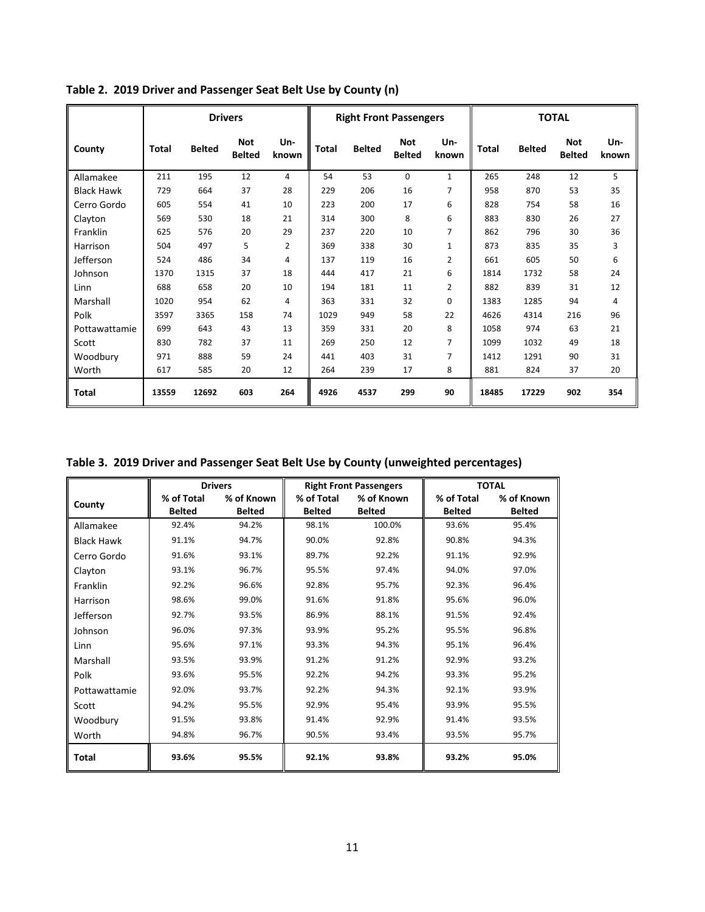**Table 2. 2019 Driver and Passenger Seat Belt Use by County (n)**

| County | Drivers | | | | Right Front Passengers | | | | TOTAL | | | |
|---|---|---|---|---|---|---|---|---|---|---|---|---|
| | Total | Belted | Not Belted | Un-known | Total | Belted | Not Belted | Un-known | Total | Belted | Not Belted | Un-known |
| Allamakee | 211 | 195 | 12 | 4 | 54 | 53 | 0 | 1 | 265 | 248 | 12 | 5 |
| Black Hawk | 729 | 664 | 37 | 28 | 229 | 206 | 16 | 7 | 958 | 870 | 53 | 35 |
| Cerro Gordo | 605 | 554 | 41 | 10 | 223 | 200 | 17 | 6 | 828 | 754 | 58 | 16 |
| Clayton | 569 | 530 | 18 | 21 | 314 | 300 | 8 | 6 | 883 | 830 | 26 | 27 |
| Franklin | 625 | 576 | 20 | 29 | 237 | 220 | 10 | 7 | 862 | 796 | 30 | 36 |
| Harrison | 504 | 497 | 5 | 2 | 369 | 338 | 30 | 1 | 873 | 835 | 35 | 3 |
| Jefferson | 524 | 486 | 34 | 4 | 137 | 119 | 16 | 2 | 661 | 605 | 50 | 6 |
| Johnson | 1370 | 1315 | 37 | 18 | 444 | 417 | 21 | 6 | 1814 | 1732 | 58 | 24 |
| Linn | 688 | 658 | 20 | 10 | 194 | 181 | 11 | 2 | 882 | 839 | 31 | 12 |
| Marshall | 1020 | 954 | 62 | 4 | 363 | 331 | 32 | 0 | 1383 | 1285 | 94 | 4 |
| Polk | 3597 | 3365 | 158 | 74 | 1029 | 949 | 58 | 22 | 4626 | 4314 | 216 | 96 |
| Pottawattamie | 699 | 643 | 43 | 13 | 359 | 331 | 20 | 8 | 1058 | 974 | 63 | 21 |
| Scott | 830 | 782 | 37 | 11 | 269 | 250 | 12 | 7 | 1099 | 1032 | 49 | 18 |
| Woodbury | 971 | 888 | 59 | 24 | 441 | 403 | 31 | 7 | 1412 | 1291 | 90 | 31 |
| Worth | 617 | 585 | 20 | 12 | 264 | 239 | 17 | 8 | 881 | 824 | 37 | 20 |
| **Total** | **13559** | **12692** | **603** | **264** | **4926** | **4537** | **299** | **90** | **18485** | **17229** | **902** | **354** |

**Table 3. 2019 Driver and Passenger Seat Belt Use by County (unweighted percentages)**

| County | Drivers | | Right Front Passengers | | TOTAL | |
|---|---|---|---|---|---|---|
| | % of Total Belted | % of Known Belted | % of Total Belted | % of Known Belted | % of Total Belted | % of Known Belted |
| Allamakee | 92.4% | 94.2% | 98.1% | 100.0% | 93.6% | 95.4% |
| Black Hawk | 91.1% | 94.7% | 90.0% | 92.8% | 90.8% | 94.3% |
| Cerro Gordo | 91.6% | 93.1% | 89.7% | 92.2% | 91.1% | 92.9% |
| Clayton | 93.1% | 96.7% | 95.5% | 97.4% | 94.0% | 97.0% |
| Franklin | 92.2% | 96.6% | 92.8% | 95.7% | 92.3% | 96.4% |
| Harrison | 98.6% | 99.0% | 91.6% | 91.8% | 95.6% | 96.0% |
| Jefferson | 92.7% | 93.5% | 86.9% | 88.1% | 91.5% | 92.4% |
| Johnson | 96.0% | 97.3% | 93.9% | 95.2% | 95.5% | 96.8% |
| Linn | 95.6% | 97.1% | 93.3% | 94.3% | 95.1% | 96.4% |
| Marshall | 93.5% | 93.9% | 91.2% | 91.2% | 92.9% | 93.2% |
| Polk | 93.6% | 95.5% | 92.2% | 94.2% | 93.3% | 95.2% |
| Pottawattamie | 92.0% | 93.7% | 92.2% | 94.3% | 92.1% | 93.9% |
| Scott | 94.2% | 95.5% | 92.9% | 95.4% | 93.9% | 95.5% |
| Woodbury | 91.5% | 93.8% | 91.4% | 92.9% | 91.4% | 93.5% |
| Worth | 94.8% | 96.7% | 90.5% | 93.4% | 93.5% | 95.7% |
| **Total** | **93.6%** | **95.5%** | **92.1%** | **93.8%** | **93.2%** | **95.0%** |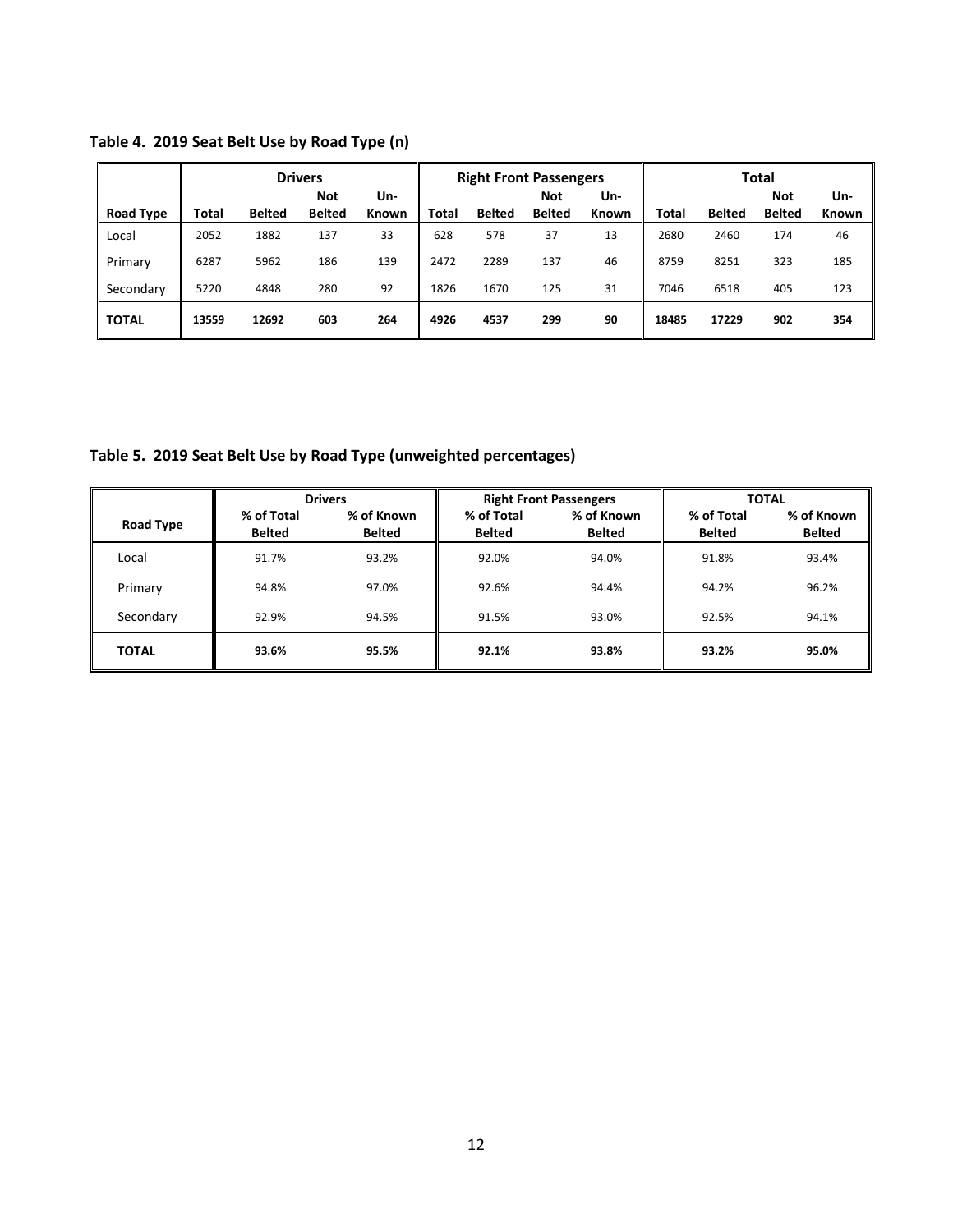**Table 4. 2019 Seat Belt Use by Road Type (n)**

| Road Type | Drivers | | | | Right Front Passengers | | | | Total | | | |
|---|---|---|---|---|---|---|---|---|---|---|---|---|
| | Total | Belted | Not Belted | Un-Known | Total | Belted | Not Belted | Un-Known | Total | Belted | Not Belted | Un-Known |
| Local | 2052 | 1882 | 137 | 33 | 628 | 578 | 37 | 13 | 2680 | 2460 | 174 | 46 |
| Primary | 6287 | 5962 | 186 | 139 | 2472 | 2289 | 137 | 46 | 8759 | 8251 | 323 | 185 |
| Secondary | 5220 | 4848 | 280 | 92 | 1826 | 1670 | 125 | 31 | 7046 | 6518 | 405 | 123 |
| **TOTAL** | **13559** | **12692** | **603** | **264** | **4926** | **4537** | **299** | **90** | **18485** | **17229** | **902** | **354** |

**Table 5. 2019 Seat Belt Use by Road Type (unweighted percentages)**

| Road Type | Drivers | | Right Front Passengers | | TOTAL | |
|---|---|---|---|---|---|---|
| | % of Total Belted | % of Known Belted | % of Total Belted | % of Known Belted | % of Total Belted | % of Known Belted |
| Local | 91.7% | 93.2% | 92.0% | 94.0% | 91.8% | 93.4% |
| Primary | 94.8% | 97.0% | 92.6% | 94.4% | 94.2% | 96.2% |
| Secondary | 92.9% | 94.5% | 91.5% | 93.0% | 92.5% | 94.1% |
| **TOTAL** | **93.6%** | **95.5%** | **92.1%** | **93.8%** | **93.2%** | **95.0%** |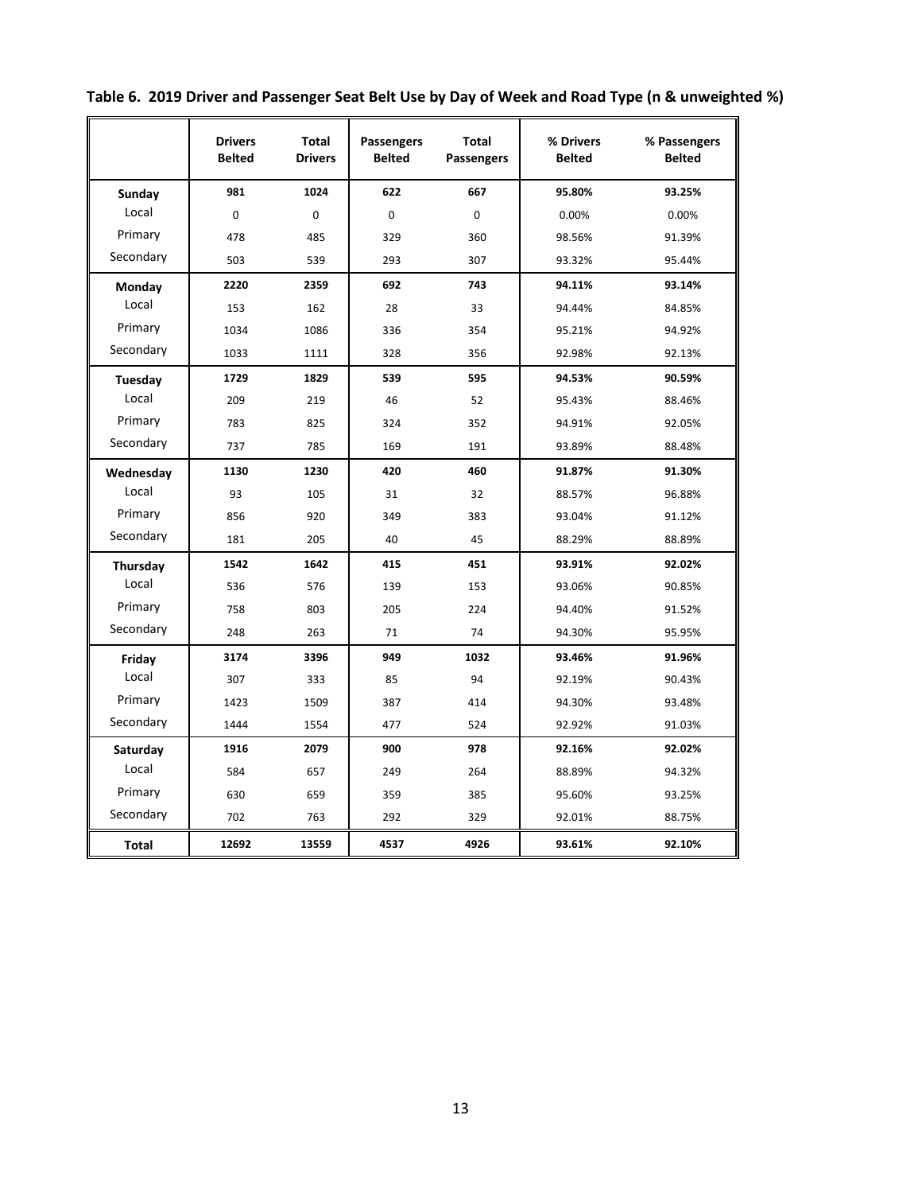**Table 6. 2019 Driver and Passenger Seat Belt Use by Day of Week and Road Type (n & unweighted %)**

| | Drivers Belted | Total Drivers | Passengers Belted | Total Passengers | % Drivers Belted | % Passengers Belted |
|---|---|---|---|---|---|---|
| **Sunday** | **981** | **1024** | **622** | **667** | **95.80%** | **93.25%** |
| Local | 0 | 0 | 0 | 0 | 0.00% | 0.00% |
| Primary | 478 | 485 | 329 | 360 | 98.56% | 91.39% |
| Secondary | 503 | 539 | 293 | 307 | 93.32% | 95.44% |
| **Monday** | **2220** | **2359** | **692** | **743** | **94.11%** | **93.14%** |
| Local | 153 | 162 | 28 | 33 | 94.44% | 84.85% |
| Primary | 1034 | 1086 | 336 | 354 | 95.21% | 94.92% |
| Secondary | 1033 | 1111 | 328 | 356 | 92.98% | 92.13% |
| **Tuesday** | **1729** | **1829** | **539** | **595** | **94.53%** | **90.59%** |
| Local | 209 | 219 | 46 | 52 | 95.43% | 88.46% |
| Primary | 783 | 825 | 324 | 352 | 94.91% | 92.05% |
| Secondary | 737 | 785 | 169 | 191 | 93.89% | 88.48% |
| **Wednesday** | **1130** | **1230** | **420** | **460** | **91.87%** | **91.30%** |
| Local | 93 | 105 | 31 | 32 | 88.57% | 96.88% |
| Primary | 856 | 920 | 349 | 383 | 93.04% | 91.12% |
| Secondary | 181 | 205 | 40 | 45 | 88.29% | 88.89% |
| **Thursday** | **1542** | **1642** | **415** | **451** | **93.91%** | **92.02%** |
| Local | 536 | 576 | 139 | 153 | 93.06% | 90.85% |
| Primary | 758 | 803 | 205 | 224 | 94.40% | 91.52% |
| Secondary | 248 | 263 | 71 | 74 | 94.30% | 95.95% |
| **Friday** | **3174** | **3396** | **949** | **1032** | **93.46%** | **91.96%** |
| Local | 307 | 333 | 85 | 94 | 92.19% | 90.43% |
| Primary | 1423 | 1509 | 387 | 414 | 94.30% | 93.48% |
| Secondary | 1444 | 1554 | 477 | 524 | 92.92% | 91.03% |
| **Saturday** | **1916** | **2079** | **900** | **978** | **92.16%** | **92.02%** |
| Local | 584 | 657 | 249 | 264 | 88.89% | 94.32% |
| Primary | 630 | 659 | 359 | 385 | 95.60% | 93.25% |
| Secondary | 702 | 763 | 292 | 329 | 92.01% | 88.75% |
| **Total** | **12692** | **13559** | **4537** | **4926** | **93.61%** | **92.10%** |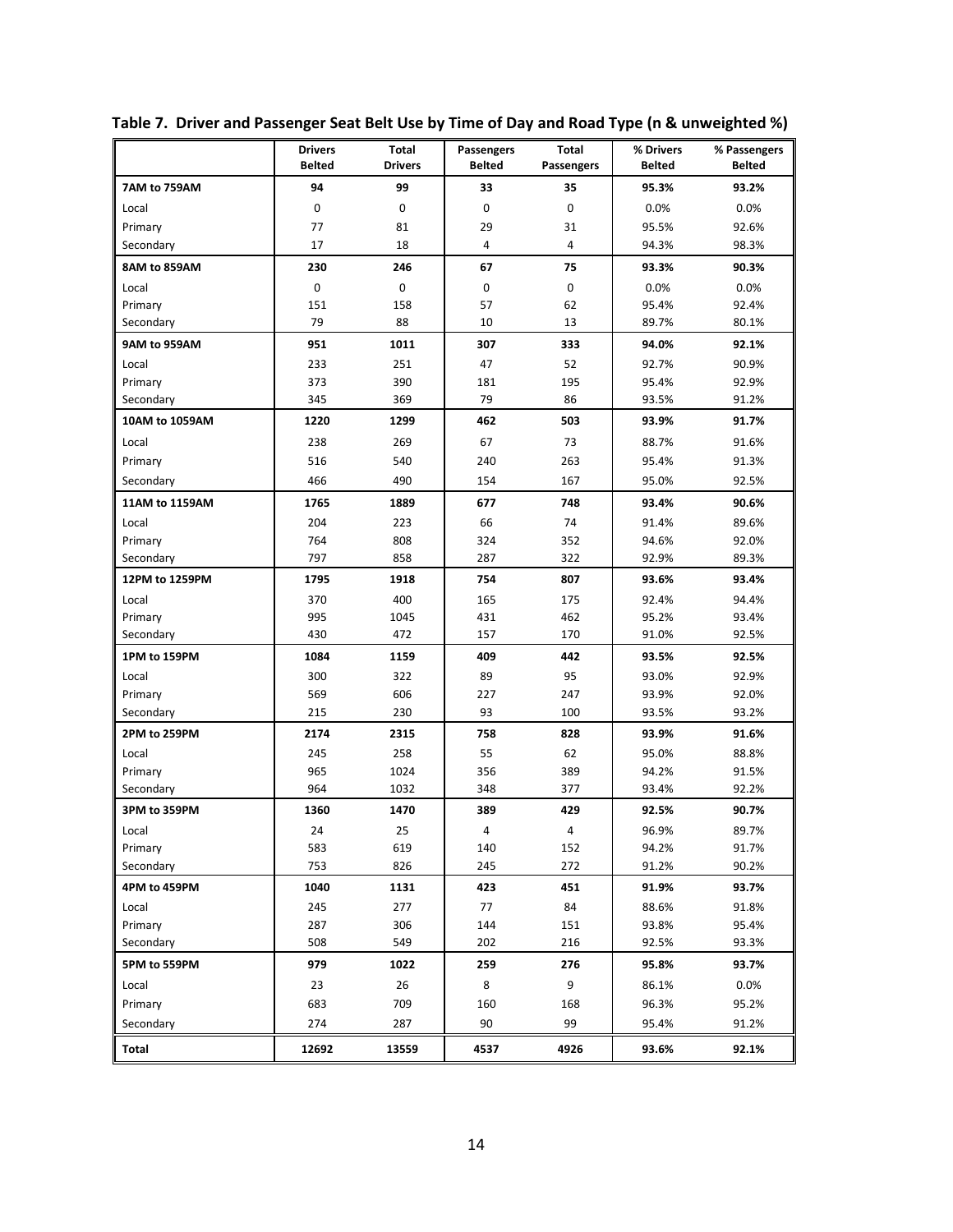**Table 7. Driver and Passenger Seat Belt Use by Time of Day and Road Type (n & unweighted %)**

| | Drivers Belted | Total Drivers | Passengers Belted | Total Passengers | % Drivers Belted | % Passengers Belted |
|---|---|---|---|---|---|---|
| **7AM to 759AM** | **94** | **99** | **33** | **35** | **95.3%** | **93.2%** |
| Local | 0 | 0 | 0 | 0 | 0.0% | 0.0% |
| Primary | 77 | 81 | 29 | 31 | 95.5% | 92.6% |
| Secondary | 17 | 18 | 4 | 4 | 94.3% | 98.3% |
| **8AM to 859AM** | **230** | **246** | **67** | **75** | **93.3%** | **90.3%** |
| Local | 0 | 0 | 0 | 0 | 0.0% | 0.0% |
| Primary | 151 | 158 | 57 | 62 | 95.4% | 92.4% |
| Secondary | 79 | 88 | 10 | 13 | 89.7% | 80.1% |
| **9AM to 959AM** | **951** | **1011** | **307** | **333** | **94.0%** | **92.1%** |
| Local | 233 | 251 | 47 | 52 | 92.7% | 90.9% |
| Primary | 373 | 390 | 181 | 195 | 95.4% | 92.9% |
| Secondary | 345 | 369 | 79 | 86 | 93.5% | 91.2% |
| **10AM to 1059AM** | **1220** | **1299** | **462** | **503** | **93.9%** | **91.7%** |
| Local | 238 | 269 | 67 | 73 | 88.7% | 91.6% |
| Primary | 516 | 540 | 240 | 263 | 95.4% | 91.3% |
| Secondary | 466 | 490 | 154 | 167 | 95.0% | 92.5% |
| **11AM to 1159AM** | **1765** | **1889** | **677** | **748** | **93.4%** | **90.6%** |
| Local | 204 | 223 | 66 | 74 | 91.4% | 89.6% |
| Primary | 764 | 808 | 324 | 352 | 94.6% | 92.0% |
| Secondary | 797 | 858 | 287 | 322 | 92.9% | 89.3% |
| **12PM to 1259PM** | **1795** | **1918** | **754** | **807** | **93.6%** | **93.4%** |
| Local | 370 | 400 | 165 | 175 | 92.4% | 94.4% |
| Primary | 995 | 1045 | 431 | 462 | 95.2% | 93.4% |
| Secondary | 430 | 472 | 157 | 170 | 91.0% | 92.5% |
| **1PM to 159PM** | **1084** | **1159** | **409** | **442** | **93.5%** | **92.5%** |
| Local | 300 | 322 | 89 | 95 | 93.0% | 92.9% |
| Primary | 569 | 606 | 227 | 247 | 93.9% | 92.0% |
| Secondary | 215 | 230 | 93 | 100 | 93.5% | 93.2% |
| **2PM to 259PM** | **2174** | **2315** | **758** | **828** | **93.9%** | **91.6%** |
| Local | 245 | 258 | 55 | 62 | 95.0% | 88.8% |
| Primary | 965 | 1024 | 356 | 389 | 94.2% | 91.5% |
| Secondary | 964 | 1032 | 348 | 377 | 93.4% | 92.2% |
| **3PM to 359PM** | **1360** | **1470** | **389** | **429** | **92.5%** | **90.7%** |
| Local | 24 | 25 | 4 | 4 | 96.9% | 89.7% |
| Primary | 583 | 619 | 140 | 152 | 94.2% | 91.7% |
| Secondary | 753 | 826 | 245 | 272 | 91.2% | 90.2% |
| **4PM to 459PM** | **1040** | **1131** | **423** | **451** | **91.9%** | **93.7%** |
| Local | 245 | 277 | 77 | 84 | 88.6% | 91.8% |
| Primary | 287 | 306 | 144 | 151 | 93.8% | 95.4% |
| Secondary | 508 | 549 | 202 | 216 | 92.5% | 93.3% |
| **5PM to 559PM** | **979** | **1022** | **259** | **276** | **95.8%** | **93.7%** |
| Local | 23 | 26 | 8 | 9 | 86.1% | 0.0% |
| Primary | 683 | 709 | 160 | 168 | 96.3% | 95.2% |
| Secondary | 274 | 287 | 90 | 99 | 95.4% | 91.2% |
| **Total** | **12692** | **13559** | **4537** | **4926** | **93.6%** | **92.1%** |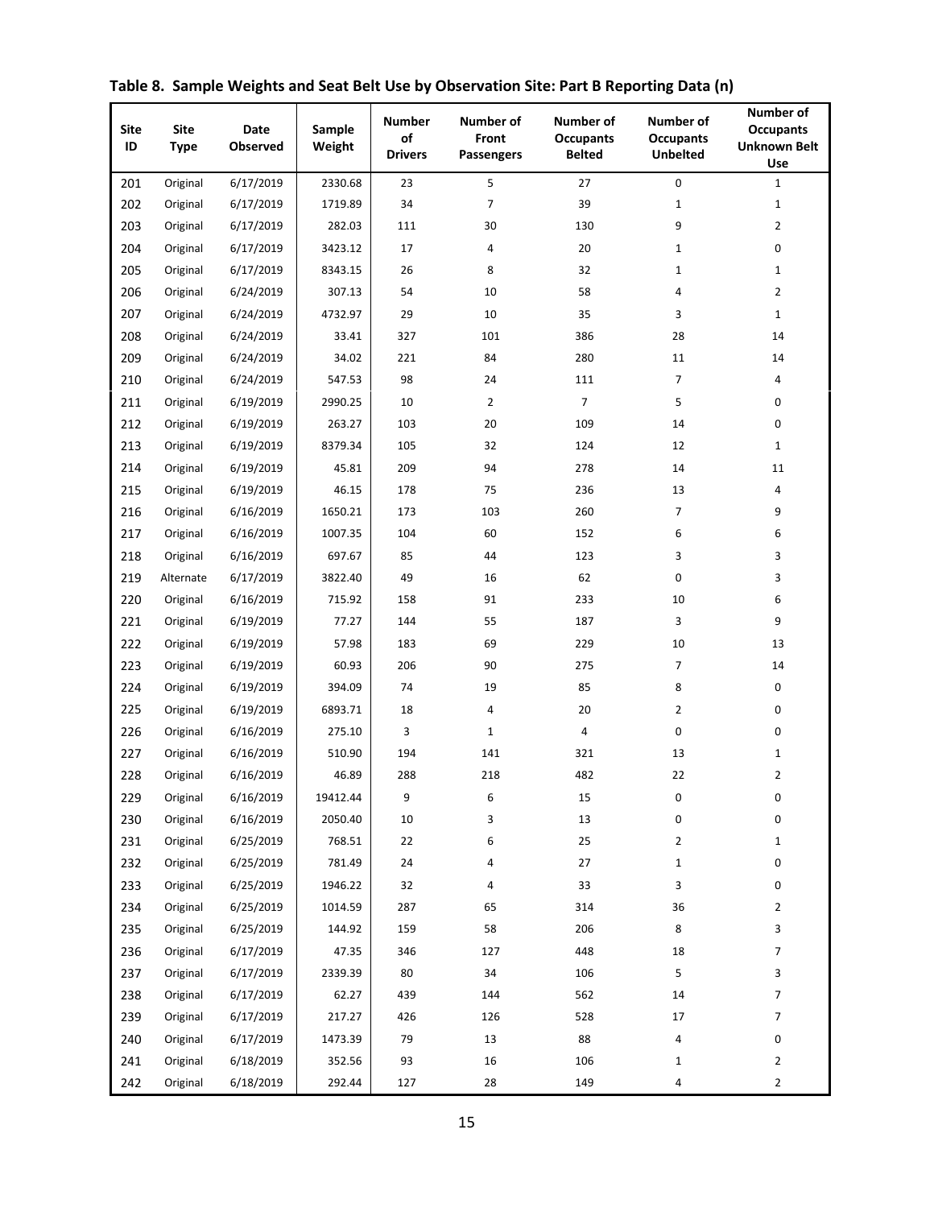**Table 8. Sample Weights and Seat Belt Use by Observation Site: Part B Reporting Data (n)**

| Site ID | Site Type | Date Observed | Sample Weight | Number of Drivers | Number of Front Passengers | Number of Occupants Belted | Number of Occupants Unbelted | Number of Occupants Unknown Belt Use |
|---|---|---|---|---|---|---|---|---|
| 201 | Original | 6/17/2019 | 2330.68 | 23 | 5 | 27 | 0 | 1 |
| 202 | Original | 6/17/2019 | 1719.89 | 34 | 7 | 39 | 1 | 1 |
| 203 | Original | 6/17/2019 | 282.03 | 111 | 30 | 130 | 9 | 2 |
| 204 | Original | 6/17/2019 | 3423.12 | 17 | 4 | 20 | 1 | 0 |
| 205 | Original | 6/17/2019 | 8343.15 | 26 | 8 | 32 | 1 | 1 |
| 206 | Original | 6/24/2019 | 307.13 | 54 | 10 | 58 | 4 | 2 |
| 207 | Original | 6/24/2019 | 4732.97 | 29 | 10 | 35 | 3 | 1 |
| 208 | Original | 6/24/2019 | 33.41 | 327 | 101 | 386 | 28 | 14 |
| 209 | Original | 6/24/2019 | 34.02 | 221 | 84 | 280 | 11 | 14 |
| 210 | Original | 6/24/2019 | 547.53 | 98 | 24 | 111 | 7 | 4 |
| 211 | Original | 6/19/2019 | 2990.25 | 10 | 2 | 7 | 5 | 0 |
| 212 | Original | 6/19/2019 | 263.27 | 103 | 20 | 109 | 14 | 0 |
| 213 | Original | 6/19/2019 | 8379.34 | 105 | 32 | 124 | 12 | 1 |
| 214 | Original | 6/19/2019 | 45.81 | 209 | 94 | 278 | 14 | 11 |
| 215 | Original | 6/19/2019 | 46.15 | 178 | 75 | 236 | 13 | 4 |
| 216 | Original | 6/16/2019 | 1650.21 | 173 | 103 | 260 | 7 | 9 |
| 217 | Original | 6/16/2019 | 1007.35 | 104 | 60 | 152 | 6 | 6 |
| 218 | Original | 6/16/2019 | 697.67 | 85 | 44 | 123 | 3 | 3 |
| 219 | Alternate | 6/17/2019 | 3822.40 | 49 | 16 | 62 | 0 | 3 |
| 220 | Original | 6/16/2019 | 715.92 | 158 | 91 | 233 | 10 | 6 |
| 221 | Original | 6/19/2019 | 77.27 | 144 | 55 | 187 | 3 | 9 |
| 222 | Original | 6/19/2019 | 57.98 | 183 | 69 | 229 | 10 | 13 |
| 223 | Original | 6/19/2019 | 60.93 | 206 | 90 | 275 | 7 | 14 |
| 224 | Original | 6/19/2019 | 394.09 | 74 | 19 | 85 | 8 | 0 |
| 225 | Original | 6/19/2019 | 6893.71 | 18 | 4 | 20 | 2 | 0 |
| 226 | Original | 6/16/2019 | 275.10 | 3 | 1 | 4 | 0 | 0 |
| 227 | Original | 6/16/2019 | 510.90 | 194 | 141 | 321 | 13 | 1 |
| 228 | Original | 6/16/2019 | 46.89 | 288 | 218 | 482 | 22 | 2 |
| 229 | Original | 6/16/2019 | 19412.44 | 9 | 6 | 15 | 0 | 0 |
| 230 | Original | 6/16/2019 | 2050.40 | 10 | 3 | 13 | 0 | 0 |
| 231 | Original | 6/25/2019 | 768.51 | 22 | 6 | 25 | 2 | 1 |
| 232 | Original | 6/25/2019 | 781.49 | 24 | 4 | 27 | 1 | 0 |
| 233 | Original | 6/25/2019 | 1946.22 | 32 | 4 | 33 | 3 | 0 |
| 234 | Original | 6/25/2019 | 1014.59 | 287 | 65 | 314 | 36 | 2 |
| 235 | Original | 6/25/2019 | 144.92 | 159 | 58 | 206 | 8 | 3 |
| 236 | Original | 6/17/2019 | 47.35 | 346 | 127 | 448 | 18 | 7 |
| 237 | Original | 6/17/2019 | 2339.39 | 80 | 34 | 106 | 5 | 3 |
| 238 | Original | 6/17/2019 | 62.27 | 439 | 144 | 562 | 14 | 7 |
| 239 | Original | 6/17/2019 | 217.27 | 426 | 126 | 528 | 17 | 7 |
| 240 | Original | 6/17/2019 | 1473.39 | 79 | 13 | 88 | 4 | 0 |
| 241 | Original | 6/18/2019 | 352.56 | 93 | 16 | 106 | 1 | 2 |
| 242 | Original | 6/18/2019 | 292.44 | 127 | 28 | 149 | 4 | 2 |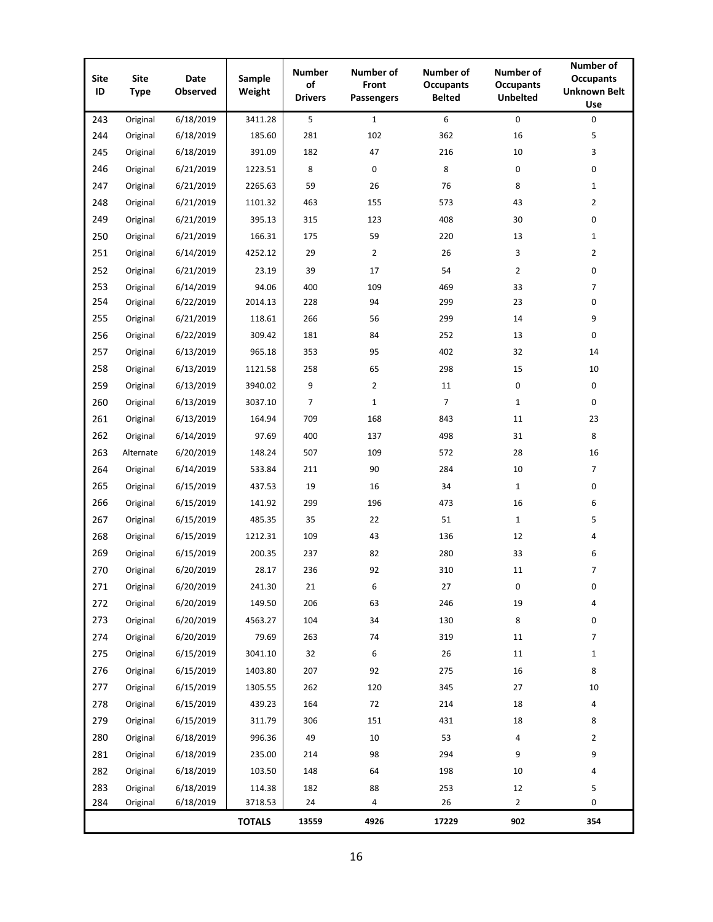| Site ID | Site Type | Date Observed | Sample Weight | Number of Drivers | Number of Front Passengers | Number of Occupants Belted | Number of Occupants Unbelted | Number of Occupants Unknown Belt Use |
|---|---|---|---|---|---|---|---|---|
| 243 | Original | 6/18/2019 | 3411.28 | 5 | 1 | 6 | 0 | 0 |
| 244 | Original | 6/18/2019 | 185.60 | 281 | 102 | 362 | 16 | 5 |
| 245 | Original | 6/18/2019 | 391.09 | 182 | 47 | 216 | 10 | 3 |
| 246 | Original | 6/21/2019 | 1223.51 | 8 | 0 | 8 | 0 | 0 |
| 247 | Original | 6/21/2019 | 2265.63 | 59 | 26 | 76 | 8 | 1 |
| 248 | Original | 6/21/2019 | 1101.32 | 463 | 155 | 573 | 43 | 2 |
| 249 | Original | 6/21/2019 | 395.13 | 315 | 123 | 408 | 30 | 0 |
| 250 | Original | 6/21/2019 | 166.31 | 175 | 59 | 220 | 13 | 1 |
| 251 | Original | 6/14/2019 | 4252.12 | 29 | 2 | 26 | 3 | 2 |
| 252 | Original | 6/21/2019 | 23.19 | 39 | 17 | 54 | 2 | 0 |
| 253 | Original | 6/14/2019 | 94.06 | 400 | 109 | 469 | 33 | 7 |
| 254 | Original | 6/22/2019 | 2014.13 | 228 | 94 | 299 | 23 | 0 |
| 255 | Original | 6/21/2019 | 118.61 | 266 | 56 | 299 | 14 | 9 |
| 256 | Original | 6/22/2019 | 309.42 | 181 | 84 | 252 | 13 | 0 |
| 257 | Original | 6/13/2019 | 965.18 | 353 | 95 | 402 | 32 | 14 |
| 258 | Original | 6/13/2019 | 1121.58 | 258 | 65 | 298 | 15 | 10 |
| 259 | Original | 6/13/2019 | 3940.02 | 9 | 2 | 11 | 0 | 0 |
| 260 | Original | 6/13/2019 | 3037.10 | 7 | 1 | 7 | 1 | 0 |
| 261 | Original | 6/13/2019 | 164.94 | 709 | 168 | 843 | 11 | 23 |
| 262 | Original | 6/14/2019 | 97.69 | 400 | 137 | 498 | 31 | 8 |
| 263 | Alternate | 6/20/2019 | 148.24 | 507 | 109 | 572 | 28 | 16 |
| 264 | Original | 6/14/2019 | 533.84 | 211 | 90 | 284 | 10 | 7 |
| 265 | Original | 6/15/2019 | 437.53 | 19 | 16 | 34 | 1 | 0 |
| 266 | Original | 6/15/2019 | 141.92 | 299 | 196 | 473 | 16 | 6 |
| 267 | Original | 6/15/2019 | 485.35 | 35 | 22 | 51 | 1 | 5 |
| 268 | Original | 6/15/2019 | 1212.31 | 109 | 43 | 136 | 12 | 4 |
| 269 | Original | 6/15/2019 | 200.35 | 237 | 82 | 280 | 33 | 6 |
| 270 | Original | 6/20/2019 | 28.17 | 236 | 92 | 310 | 11 | 7 |
| 271 | Original | 6/20/2019 | 241.30 | 21 | 6 | 27 | 0 | 0 |
| 272 | Original | 6/20/2019 | 149.50 | 206 | 63 | 246 | 19 | 4 |
| 273 | Original | 6/20/2019 | 4563.27 | 104 | 34 | 130 | 8 | 0 |
| 274 | Original | 6/20/2019 | 79.69 | 263 | 74 | 319 | 11 | 7 |
| 275 | Original | 6/15/2019 | 3041.10 | 32 | 6 | 26 | 11 | 1 |
| 276 | Original | 6/15/2019 | 1403.80 | 207 | 92 | 275 | 16 | 8 |
| 277 | Original | 6/15/2019 | 1305.55 | 262 | 120 | 345 | 27 | 10 |
| 278 | Original | 6/15/2019 | 439.23 | 164 | 72 | 214 | 18 | 4 |
| 279 | Original | 6/15/2019 | 311.79 | 306 | 151 | 431 | 18 | 8 |
| 280 | Original | 6/18/2019 | 996.36 | 49 | 10 | 53 | 4 | 2 |
| 281 | Original | 6/18/2019 | 235.00 | 214 | 98 | 294 | 9 | 9 |
| 282 | Original | 6/18/2019 | 103.50 | 148 | 64 | 198 | 10 | 4 |
| 283 | Original | 6/18/2019 | 114.38 | 182 | 88 | 253 | 12 | 5 |
| 284 | Original | 6/18/2019 | 3718.53 | 24 | 4 | 26 | 2 | 0 |
| | | | **TOTALS** | **13559** | **4926** | **17229** | **902** | **354** |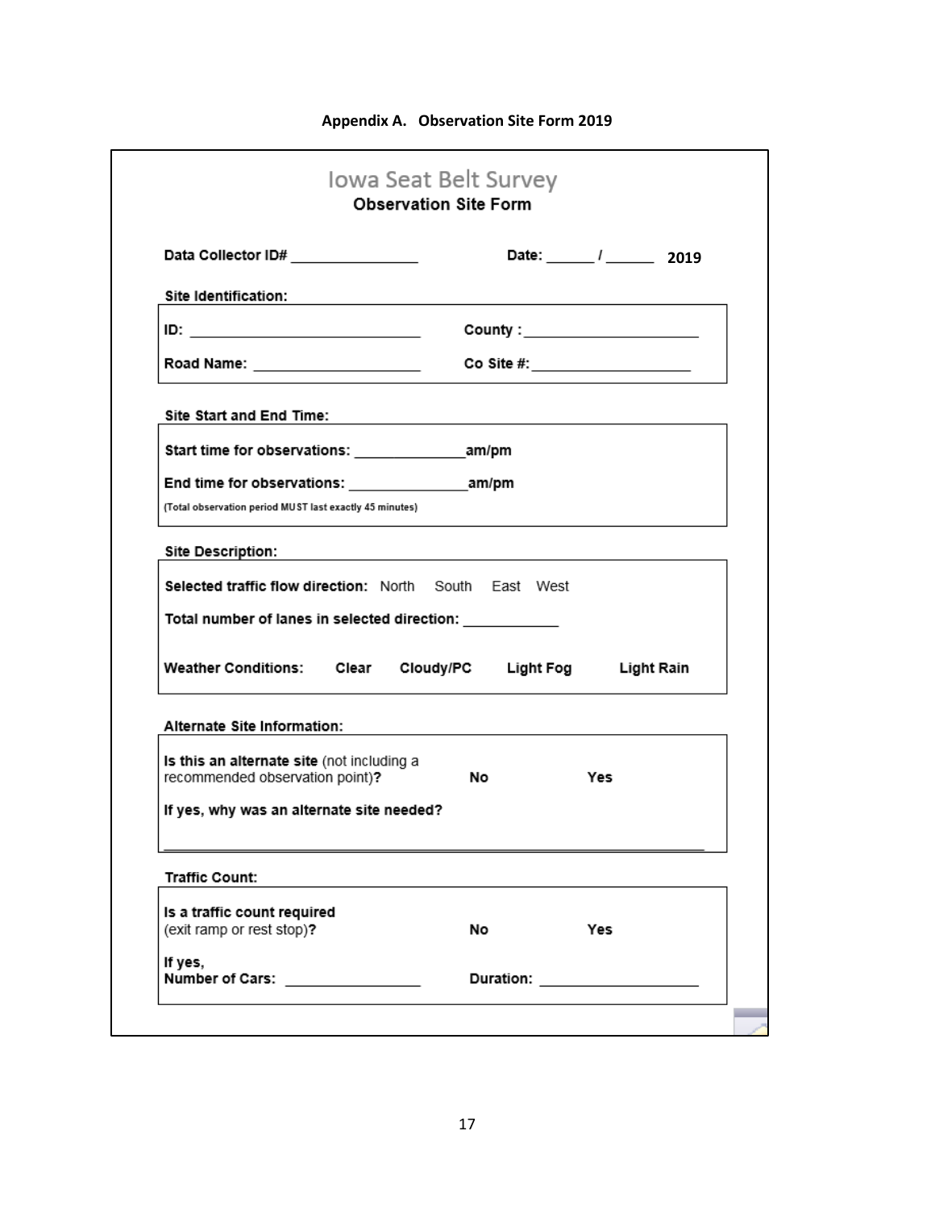**Appendix A. Observation Site Form 2019**

# Iowa Seat Belt Survey

## Observation Site Form

**Data Collector ID#** ________________ **Date:** ______ / ______ **2019**

**Site Identification:**

**ID:** ____________________________ **County :** ______________________

**Road Name:** ____________________ **Co Site #:** ____________________

**Site Start and End Time:**

**Start time for observations:** ______________**am/pm**

**End time for observations:** _______________**am/pm**

(Total observation period MUST last exactly 45 minutes)

**Site Description:**

**Selected traffic flow direction:** North South East West

**Total number of lanes in selected direction:** ____________

**Weather Conditions:** **Clear** **Cloudy/PC** **Light Fog** **Light Rain**

**Alternate Site Information:**

**Is this an alternate site** (not including a recommended observation point)**?** **No** **Yes**

**If yes, why was an alternate site needed?**

__________________________________________________________________

**Traffic Count:**

**Is a traffic count required** (exit ramp or rest stop)**?** **No** **Yes**

**If yes,**
**Number of Cars:** ________________ **Duration:** ___________________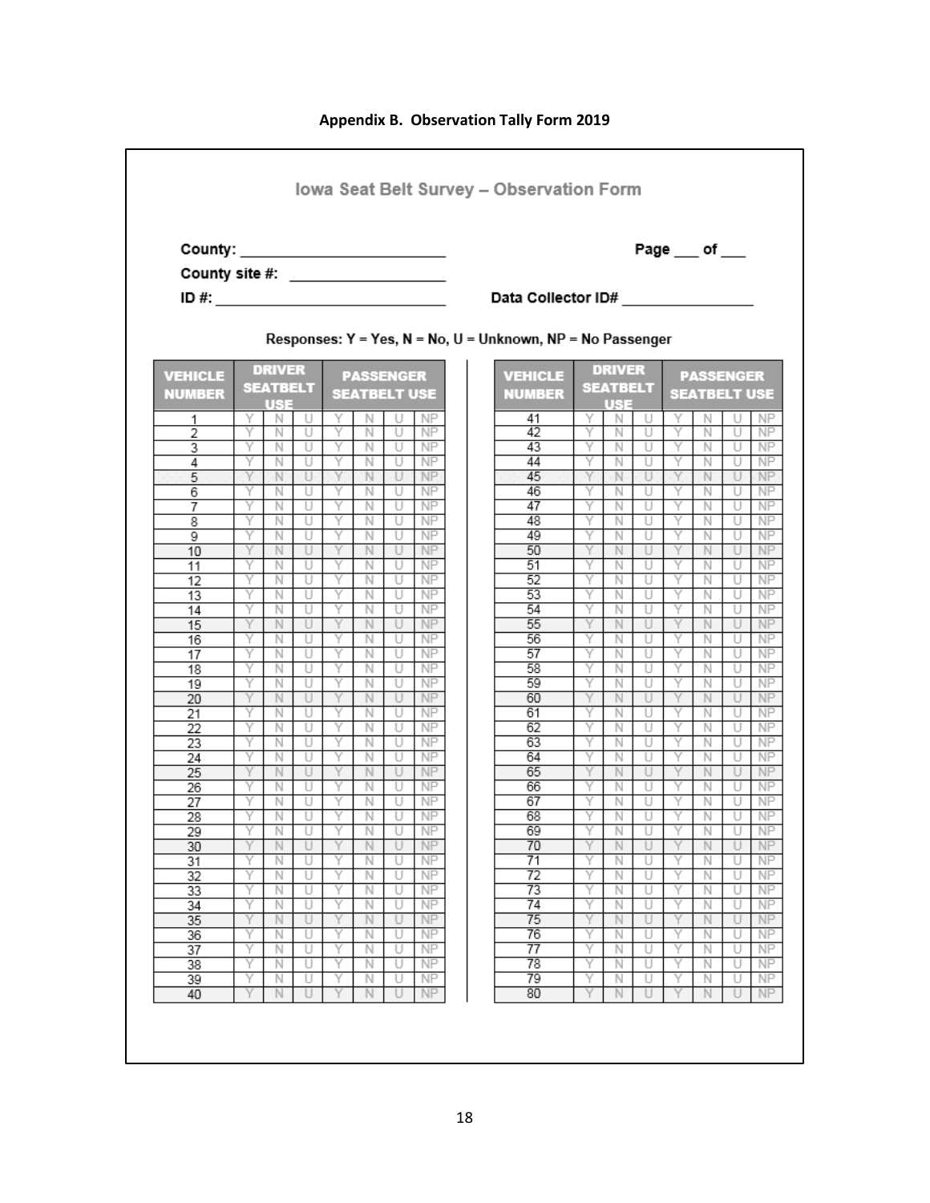## Appendix B. Observation Tally Form 2019

### Iowa Seat Belt Survey – Observation Form

County: ________________________  Page ___ of ___

County site #: __________________

ID #: __________________________  Data Collector ID# ________________

Responses: Y = Yes, N = No, U = Unknown, NP = No Passenger

| VEHICLE NUMBER | DRIVER SEATBELT USE | | | PASSENGER SEATBELT USE | | | | VEHICLE NUMBER | DRIVER SEATBELT USE | | | PASSENGER SEATBELT USE | | | |
|---|---|---|---|---|---|---|---|---|---|---|---|---|---|---|---|
| 1 | Y | N | U | Y | N | U | NP | 41 | Y | N | U | Y | N | U | NP |
| 2 | Y | N | U | Y | N | U | NP | 42 | Y | N | U | Y | N | U | NP |
| 3 | Y | N | U | Y | N | U | NP | 43 | Y | N | U | Y | N | U | NP |
| 4 | Y | N | U | Y | N | U | NP | 44 | Y | N | U | Y | N | U | NP |
| 5 | Y | N | U | Y | N | U | NP | 45 | Y | N | U | Y | N | U | NP |
| 6 | Y | N | U | Y | N | U | NP | 46 | Y | N | U | Y | N | U | NP |
| 7 | Y | N | U | Y | N | U | NP | 47 | Y | N | U | Y | N | U | NP |
| 8 | Y | N | U | Y | N | U | NP | 48 | Y | N | U | Y | N | U | NP |
| 9 | Y | N | U | Y | N | U | NP | 49 | Y | N | U | Y | N | U | NP |
| 10 | Y | N | U | Y | N | U | NP | 50 | Y | N | U | Y | N | U | NP |
| 11 | Y | N | U | Y | N | U | NP | 51 | Y | N | U | Y | N | U | NP |
| 12 | Y | N | U | Y | N | U | NP | 52 | Y | N | U | Y | N | U | NP |
| 13 | Y | N | U | Y | N | U | NP | 53 | Y | N | U | Y | N | U | NP |
| 14 | Y | N | U | Y | N | U | NP | 54 | Y | N | U | Y | N | U | NP |
| 15 | Y | N | U | Y | N | U | NP | 55 | Y | N | U | Y | N | U | NP |
| 16 | Y | N | U | Y | N | U | NP | 56 | Y | N | U | Y | N | U | NP |
| 17 | Y | N | U | Y | N | U | NP | 57 | Y | N | U | Y | N | U | NP |
| 18 | Y | N | U | Y | N | U | NP | 58 | Y | N | U | Y | N | U | NP |
| 19 | Y | N | U | Y | N | U | NP | 59 | Y | N | U | Y | N | U | NP |
| 20 | Y | N | U | Y | N | U | NP | 60 | Y | N | U | Y | N | U | NP |
| 21 | Y | N | U | Y | N | U | NP | 61 | Y | N | U | Y | N | U | NP |
| 22 | Y | N | U | Y | N | U | NP | 62 | Y | N | U | Y | N | U | NP |
| 23 | Y | N | U | Y | N | U | NP | 63 | Y | N | U | Y | N | U | NP |
| 24 | Y | N | U | Y | N | U | NP | 64 | Y | N | U | Y | N | U | NP |
| 25 | Y | N | U | Y | N | U | NP | 65 | Y | N | U | Y | N | U | NP |
| 26 | Y | N | U | Y | N | U | NP | 66 | Y | N | U | Y | N | U | NP |
| 27 | Y | N | U | Y | N | U | NP | 67 | Y | N | U | Y | N | U | NP |
| 28 | Y | N | U | Y | N | U | NP | 68 | Y | N | U | Y | N | U | NP |
| 29 | Y | N | U | Y | N | U | NP | 69 | Y | N | U | Y | N | U | NP |
| 30 | Y | N | U | Y | N | U | NP | 70 | Y | N | U | Y | N | U | NP |
| 31 | Y | N | U | Y | N | U | NP | 71 | Y | N | U | Y | N | U | NP |
| 32 | Y | N | U | Y | N | U | NP | 72 | Y | N | U | Y | N | U | NP |
| 33 | Y | N | U | Y | N | U | NP | 73 | Y | N | U | Y | N | U | NP |
| 34 | Y | N | U | Y | N | U | NP | 74 | Y | N | U | Y | N | U | NP |
| 35 | Y | N | U | Y | N | U | NP | 75 | Y | N | U | Y | N | U | NP |
| 36 | Y | N | U | Y | N | U | NP | 76 | Y | N | U | Y | N | U | NP |
| 37 | Y | N | U | Y | N | U | NP | 77 | Y | N | U | Y | N | U | NP |
| 38 | Y | N | U | Y | N | U | NP | 78 | Y | N | U | Y | N | U | NP |
| 39 | Y | N | U | Y | N | U | NP | 79 | Y | N | U | Y | N | U | NP |
| 40 | Y | N | U | Y | N | U | NP | 80 | Y | N | U | Y | N | U | NP |